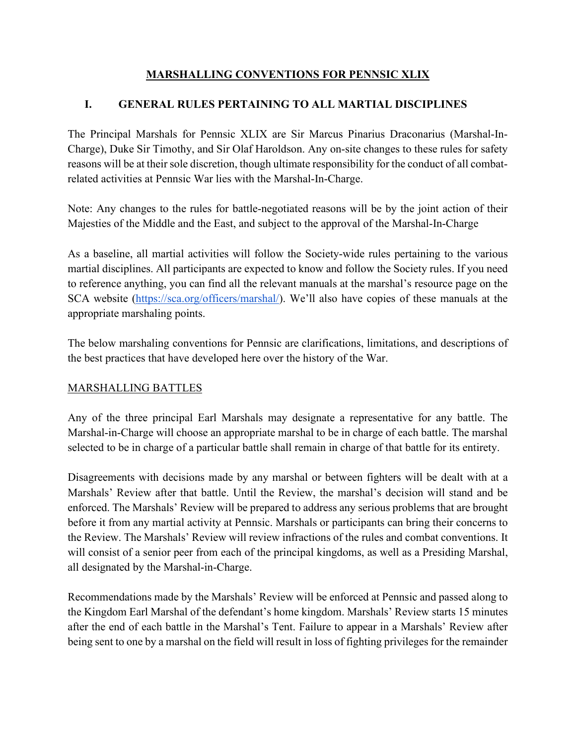# MARSHALLING CONVENTIONS FOR PENNSIC XLIX

## I. GENERAL RULES PERTAINING TO ALL MARTIAL DISCIPLINES

The Principal Marshals for Pennsic XLIX are Sir Marcus Pinarius Draconarius (Marshal-In-Charge), Duke Sir Timothy, and Sir Olaf Haroldson. Any on-site changes to these rules for safety reasons will be at their sole discretion, though ultimate responsibility for the conduct of all combat-related activities at Pennsic War lies with the Marshal-In-Charge.

Note: Any changes to the rules for battle-negotiated reasons will be by the joint action of their Majesties of the Middle and the East, and subject to the approval of the Marshal-In-Charge

As a baseline, all martial activities will follow the Society-wide rules pertaining to the various martial disciplines. All participants are expected to know and follow the Society rules. If you need to reference anything, you can find all the relevant manuals at the marshal's resource page on the SCA website (https://sca.org/officers/marshal/). We'll also have copies of these manuals at the appropriate marshaling points.

The below marshaling conventions for Pennsic are clarifications, limitations, and descriptions of the best practices that have developed here over the history of the War.

### MARSHALLING BATTLES

Any of the three principal Earl Marshals may designate a representative for any battle. The Marshal-in-Charge will choose an appropriate marshal to be in charge of each battle. The marshal selected to be in charge of a particular battle shall remain in charge of that battle for its entirety.

Disagreements with decisions made by any marshal or between fighters will be dealt with at a Marshals' Review after that battle. Until the Review, the marshal's decision will stand and be enforced. The Marshals' Review will be prepared to address any serious problems that are brought before it from any martial activity at Pennsic. Marshals or participants can bring their concerns to the Review. The Marshals' Review will review infractions of the rules and combat conventions. It will consist of a senior peer from each of the principal kingdoms, as well as a Presiding Marshal, all designated by the Marshal-in-Charge.

Recommendations made by the Marshals' Review will be enforced at Pennsic and passed along to the Kingdom Earl Marshal of the defendant's home kingdom. Marshals' Review starts 15 minutes after the end of each battle in the Marshal's Tent. Failure to appear in a Marshals' Review after being sent to one by a marshal on the field will result in loss of fighting privileges for the remainder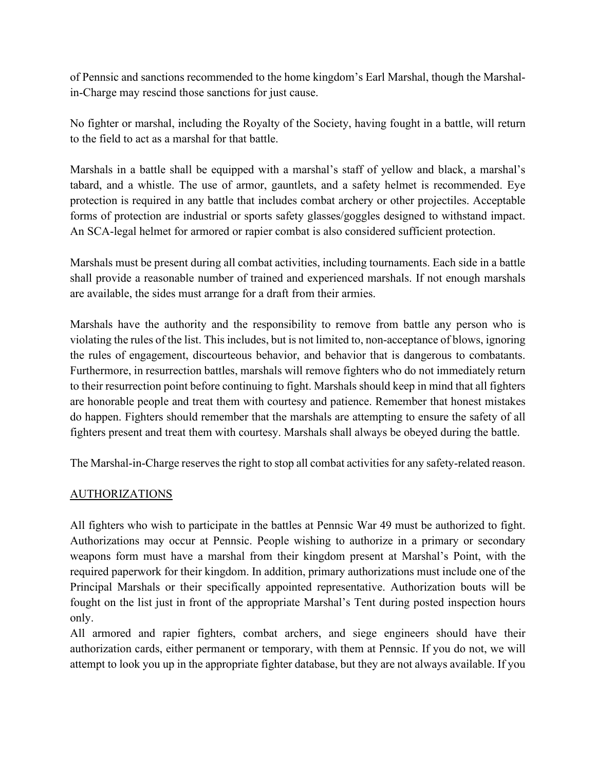of Pennsic and sanctions recommended to the home kingdom's Earl Marshal, though the Marshal-in-Charge may rescind those sanctions for just cause.

No fighter or marshal, including the Royalty of the Society, having fought in a battle, will return to the field to act as a marshal for that battle.

Marshals in a battle shall be equipped with a marshal's staff of yellow and black, a marshal's tabard, and a whistle. The use of armor, gauntlets, and a safety helmet is recommended. Eye protection is required in any battle that includes combat archery or other projectiles. Acceptable forms of protection are industrial or sports safety glasses/goggles designed to withstand impact. An SCA-legal helmet for armored or rapier combat is also considered sufficient protection.

Marshals must be present during all combat activities, including tournaments. Each side in a battle shall provide a reasonable number of trained and experienced marshals. If not enough marshals are available, the sides must arrange for a draft from their armies.

Marshals have the authority and the responsibility to remove from battle any person who is violating the rules of the list. This includes, but is not limited to, non-acceptance of blows, ignoring the rules of engagement, discourteous behavior, and behavior that is dangerous to combatants. Furthermore, in resurrection battles, marshals will remove fighters who do not immediately return to their resurrection point before continuing to fight. Marshals should keep in mind that all fighters are honorable people and treat them with courtesy and patience. Remember that honest mistakes do happen. Fighters should remember that the marshals are attempting to ensure the safety of all fighters present and treat them with courtesy. Marshals shall always be obeyed during the battle.

The Marshal-in-Charge reserves the right to stop all combat activities for any safety-related reason.

## AUTHORIZATIONS

All fighters who wish to participate in the battles at Pennsic War 49 must be authorized to fight. Authorizations may occur at Pennsic. People wishing to authorize in a primary or secondary weapons form must have a marshal from their kingdom present at Marshal's Point, with the required paperwork for their kingdom. In addition, primary authorizations must include one of the Principal Marshals or their specifically appointed representative. Authorization bouts will be fought on the list just in front of the appropriate Marshal's Tent during posted inspection hours only.

All armored and rapier fighters, combat archers, and siege engineers should have their authorization cards, either permanent or temporary, with them at Pennsic. If you do not, we will attempt to look you up in the appropriate fighter database, but they are not always available. If you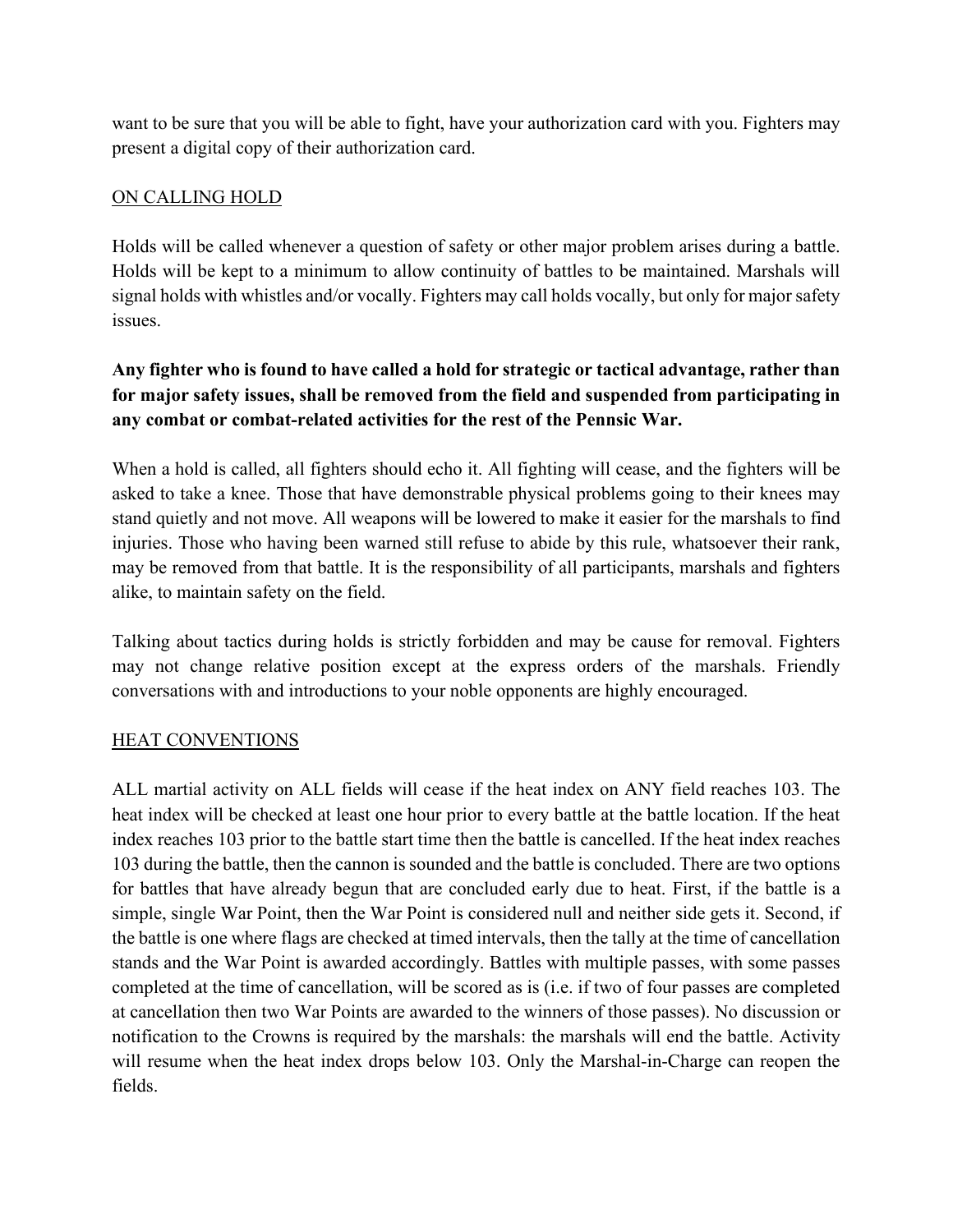want to be sure that you will be able to fight, have your authorization card with you. Fighters may present a digital copy of their authorization card.

## ON CALLING HOLD

Holds will be called whenever a question of safety or other major problem arises during a battle. Holds will be kept to a minimum to allow continuity of battles to be maintained. Marshals will signal holds with whistles and/or vocally. Fighters may call holds vocally, but only for major safety issues.

**Any fighter who is found to have called a hold for strategic or tactical advantage, rather than for major safety issues, shall be removed from the field and suspended from participating in any combat or combat-related activities for the rest of the Pennsic War.**

When a hold is called, all fighters should echo it. All fighting will cease, and the fighters will be asked to take a knee. Those that have demonstrable physical problems going to their knees may stand quietly and not move. All weapons will be lowered to make it easier for the marshals to find injuries. Those who having been warned still refuse to abide by this rule, whatsoever their rank, may be removed from that battle. It is the responsibility of all participants, marshals and fighters alike, to maintain safety on the field.

Talking about tactics during holds is strictly forbidden and may be cause for removal. Fighters may not change relative position except at the express orders of the marshals. Friendly conversations with and introductions to your noble opponents are highly encouraged.

## HEAT CONVENTIONS

ALL martial activity on ALL fields will cease if the heat index on ANY field reaches 103. The heat index will be checked at least one hour prior to every battle at the battle location. If the heat index reaches 103 prior to the battle start time then the battle is cancelled. If the heat index reaches 103 during the battle, then the cannon is sounded and the battle is concluded. There are two options for battles that have already begun that are concluded early due to heat. First, if the battle is a simple, single War Point, then the War Point is considered null and neither side gets it. Second, if the battle is one where flags are checked at timed intervals, then the tally at the time of cancellation stands and the War Point is awarded accordingly. Battles with multiple passes, with some passes completed at the time of cancellation, will be scored as is (i.e. if two of four passes are completed at cancellation then two War Points are awarded to the winners of those passes). No discussion or notification to the Crowns is required by the marshals: the marshals will end the battle. Activity will resume when the heat index drops below 103. Only the Marshal-in-Charge can reopen the fields.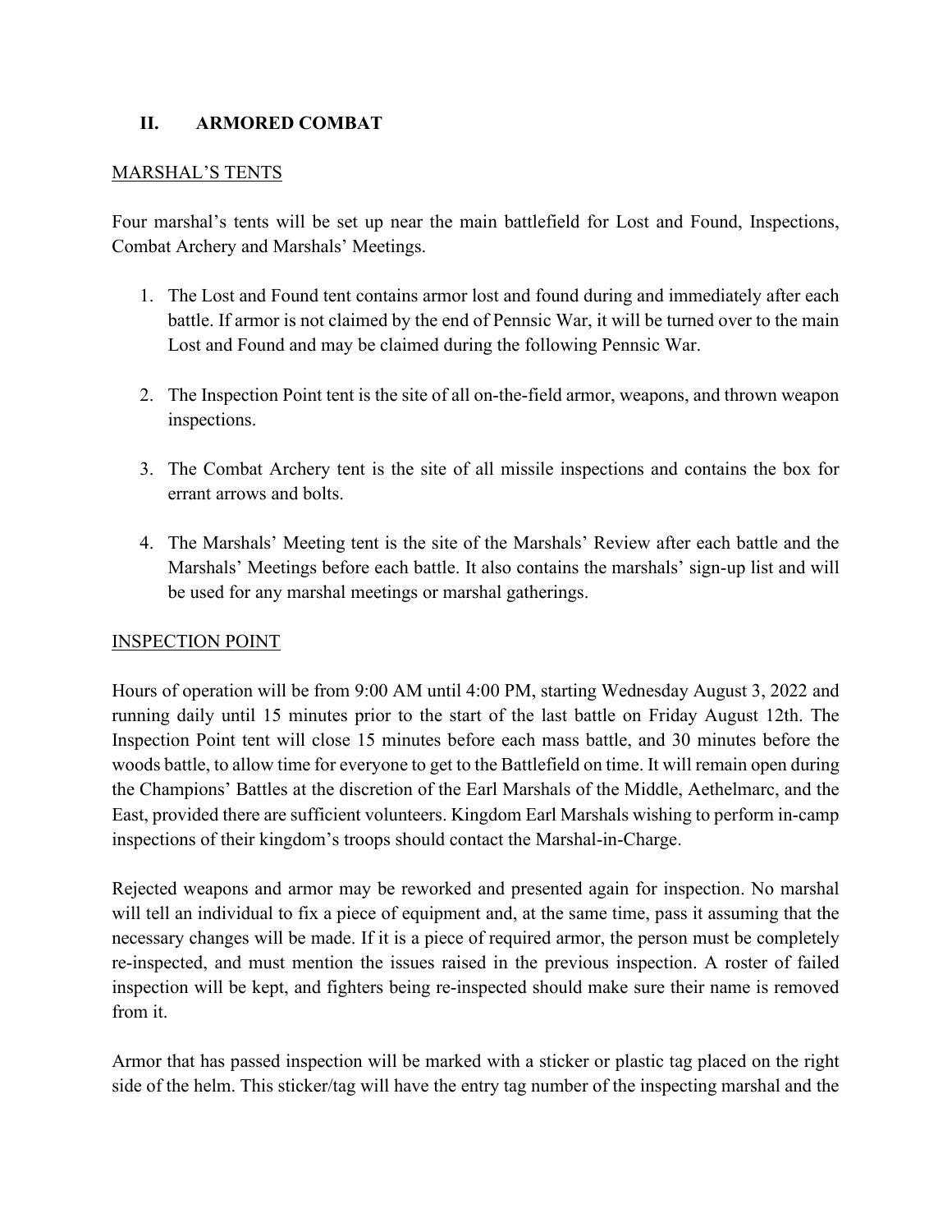## II. ARMORED COMBAT

### MARSHAL'S TENTS

Four marshal's tents will be set up near the main battlefield for Lost and Found, Inspections, Combat Archery and Marshals' Meetings.

1. The Lost and Found tent contains armor lost and found during and immediately after each battle. If armor is not claimed by the end of Pennsic War, it will be turned over to the main Lost and Found and may be claimed during the following Pennsic War.

2. The Inspection Point tent is the site of all on-the-field armor, weapons, and thrown weapon inspections.

3. The Combat Archery tent is the site of all missile inspections and contains the box for errant arrows and bolts.

4. The Marshals' Meeting tent is the site of the Marshals' Review after each battle and the Marshals' Meetings before each battle. It also contains the marshals' sign-up list and will be used for any marshal meetings or marshal gatherings.

### INSPECTION POINT

Hours of operation will be from 9:00 AM until 4:00 PM, starting Wednesday August 3, 2022 and running daily until 15 minutes prior to the start of the last battle on Friday August 12th. The Inspection Point tent will close 15 minutes before each mass battle, and 30 minutes before the woods battle, to allow time for everyone to get to the Battlefield on time. It will remain open during the Champions' Battles at the discretion of the Earl Marshals of the Middle, Aethelmarc, and the East, provided there are sufficient volunteers. Kingdom Earl Marshals wishing to perform in-camp inspections of their kingdom's troops should contact the Marshal-in-Charge.

Rejected weapons and armor may be reworked and presented again for inspection. No marshal will tell an individual to fix a piece of equipment and, at the same time, pass it assuming that the necessary changes will be made. If it is a piece of required armor, the person must be completely re-inspected, and must mention the issues raised in the previous inspection. A roster of failed inspection will be kept, and fighters being re-inspected should make sure their name is removed from it.

Armor that has passed inspection will be marked with a sticker or plastic tag placed on the right side of the helm. This sticker/tag will have the entry tag number of the inspecting marshal and the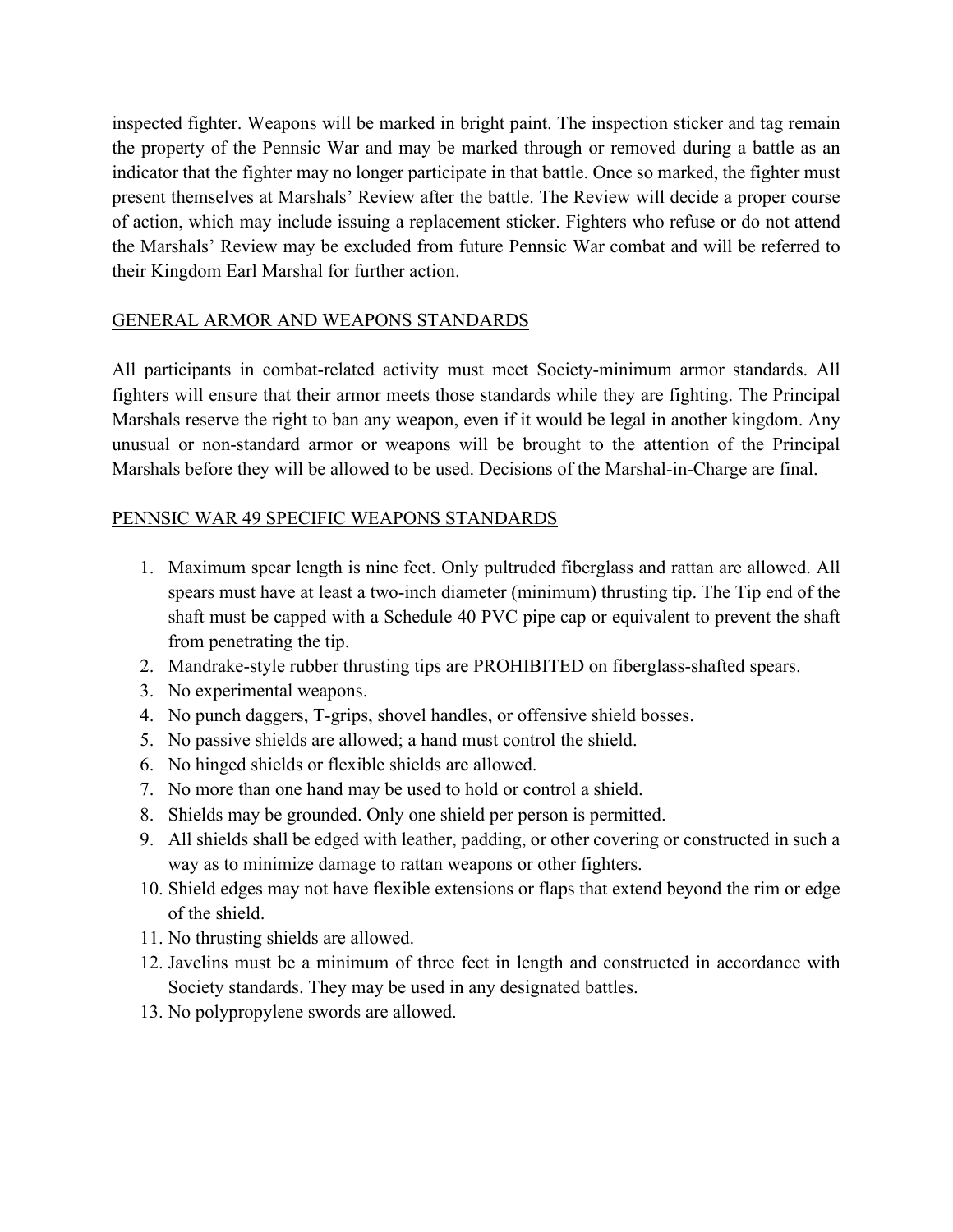inspected fighter. Weapons will be marked in bright paint. The inspection sticker and tag remain the property of the Pennsic War and may be marked through or removed during a battle as an indicator that the fighter may no longer participate in that battle. Once so marked, the fighter must present themselves at Marshals' Review after the battle. The Review will decide a proper course of action, which may include issuing a replacement sticker. Fighters who refuse or do not attend the Marshals' Review may be excluded from future Pennsic War combat and will be referred to their Kingdom Earl Marshal for further action.

## GENERAL ARMOR AND WEAPONS STANDARDS

All participants in combat-related activity must meet Society-minimum armor standards. All fighters will ensure that their armor meets those standards while they are fighting. The Principal Marshals reserve the right to ban any weapon, even if it would be legal in another kingdom. Any unusual or non-standard armor or weapons will be brought to the attention of the Principal Marshals before they will be allowed to be used. Decisions of the Marshal-in-Charge are final.

## PENNSIC WAR 49 SPECIFIC WEAPONS STANDARDS

1. Maximum spear length is nine feet. Only pultruded fiberglass and rattan are allowed. All spears must have at least a two-inch diameter (minimum) thrusting tip. The Tip end of the shaft must be capped with a Schedule 40 PVC pipe cap or equivalent to prevent the shaft from penetrating the tip.
2. Mandrake-style rubber thrusting tips are PROHIBITED on fiberglass-shafted spears.
3. No experimental weapons.
4. No punch daggers, T-grips, shovel handles, or offensive shield bosses.
5. No passive shields are allowed; a hand must control the shield.
6. No hinged shields or flexible shields are allowed.
7. No more than one hand may be used to hold or control a shield.
8. Shields may be grounded. Only one shield per person is permitted.
9. All shields shall be edged with leather, padding, or other covering or constructed in such a way as to minimize damage to rattan weapons or other fighters.
10. Shield edges may not have flexible extensions or flaps that extend beyond the rim or edge of the shield.
11. No thrusting shields are allowed.
12. Javelins must be a minimum of three feet in length and constructed in accordance with Society standards. They may be used in any designated battles.
13. No polypropylene swords are allowed.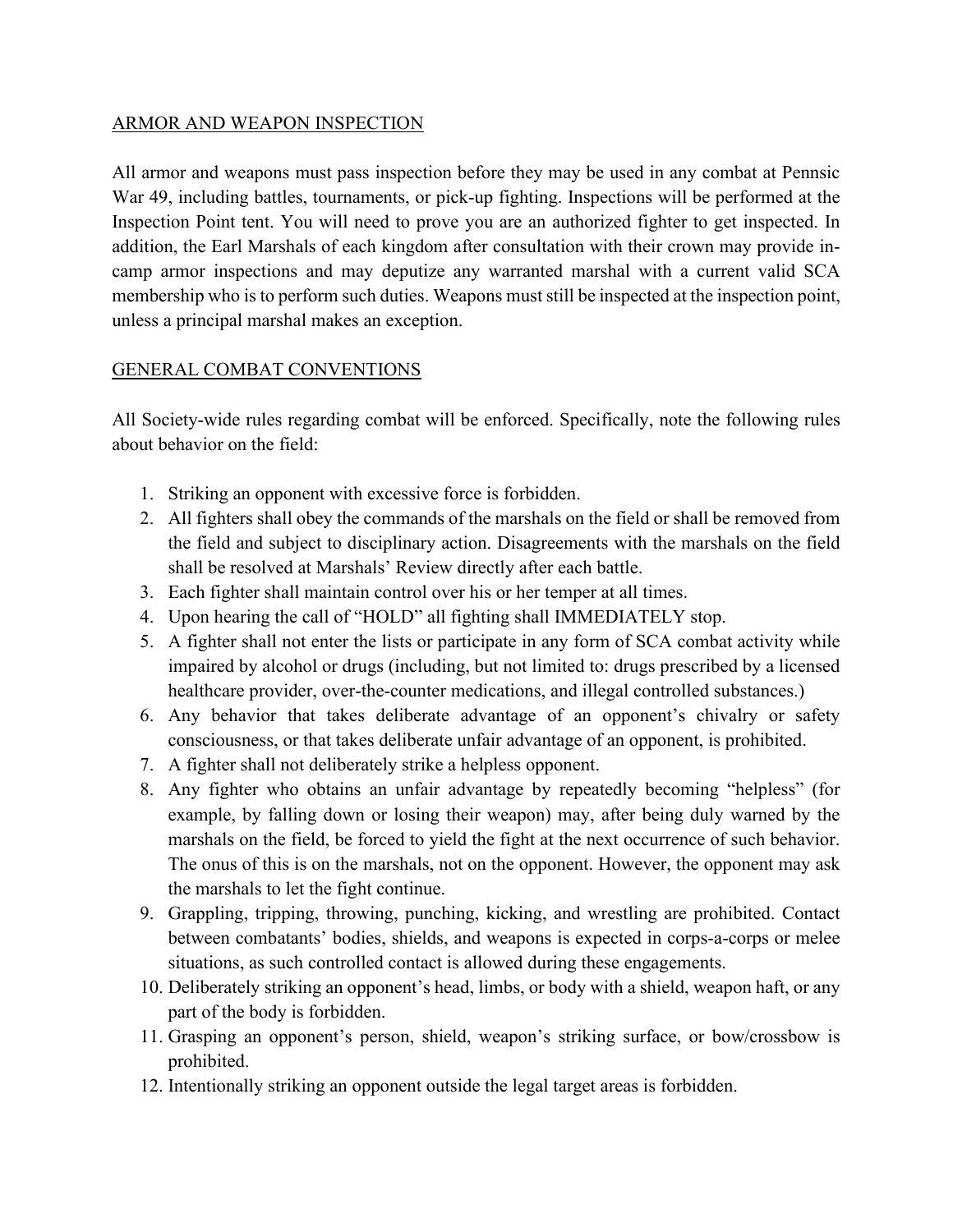## ARMOR AND WEAPON INSPECTION

All armor and weapons must pass inspection before they may be used in any combat at Pennsic War 49, including battles, tournaments, or pick-up fighting. Inspections will be performed at the Inspection Point tent. You will need to prove you are an authorized fighter to get inspected. In addition, the Earl Marshals of each kingdom after consultation with their crown may provide in-camp armor inspections and may deputize any warranted marshal with a current valid SCA membership who is to perform such duties. Weapons must still be inspected at the inspection point, unless a principal marshal makes an exception.

## GENERAL COMBAT CONVENTIONS

All Society-wide rules regarding combat will be enforced. Specifically, note the following rules about behavior on the field:

1. Striking an opponent with excessive force is forbidden.
2. All fighters shall obey the commands of the marshals on the field or shall be removed from the field and subject to disciplinary action. Disagreements with the marshals on the field shall be resolved at Marshals' Review directly after each battle.
3. Each fighter shall maintain control over his or her temper at all times.
4. Upon hearing the call of "HOLD" all fighting shall IMMEDIATELY stop.
5. A fighter shall not enter the lists or participate in any form of SCA combat activity while impaired by alcohol or drugs (including, but not limited to: drugs prescribed by a licensed healthcare provider, over-the-counter medications, and illegal controlled substances.)
6. Any behavior that takes deliberate advantage of an opponent's chivalry or safety consciousness, or that takes deliberate unfair advantage of an opponent, is prohibited.
7. A fighter shall not deliberately strike a helpless opponent.
8. Any fighter who obtains an unfair advantage by repeatedly becoming "helpless" (for example, by falling down or losing their weapon) may, after being duly warned by the marshals on the field, be forced to yield the fight at the next occurrence of such behavior. The onus of this is on the marshals, not on the opponent. However, the opponent may ask the marshals to let the fight continue.
9. Grappling, tripping, throwing, punching, kicking, and wrestling are prohibited. Contact between combatants' bodies, shields, and weapons is expected in corps-a-corps or melee situations, as such controlled contact is allowed during these engagements.
10. Deliberately striking an opponent's head, limbs, or body with a shield, weapon haft, or any part of the body is forbidden.
11. Grasping an opponent's person, shield, weapon's striking surface, or bow/crossbow is prohibited.
12. Intentionally striking an opponent outside the legal target areas is forbidden.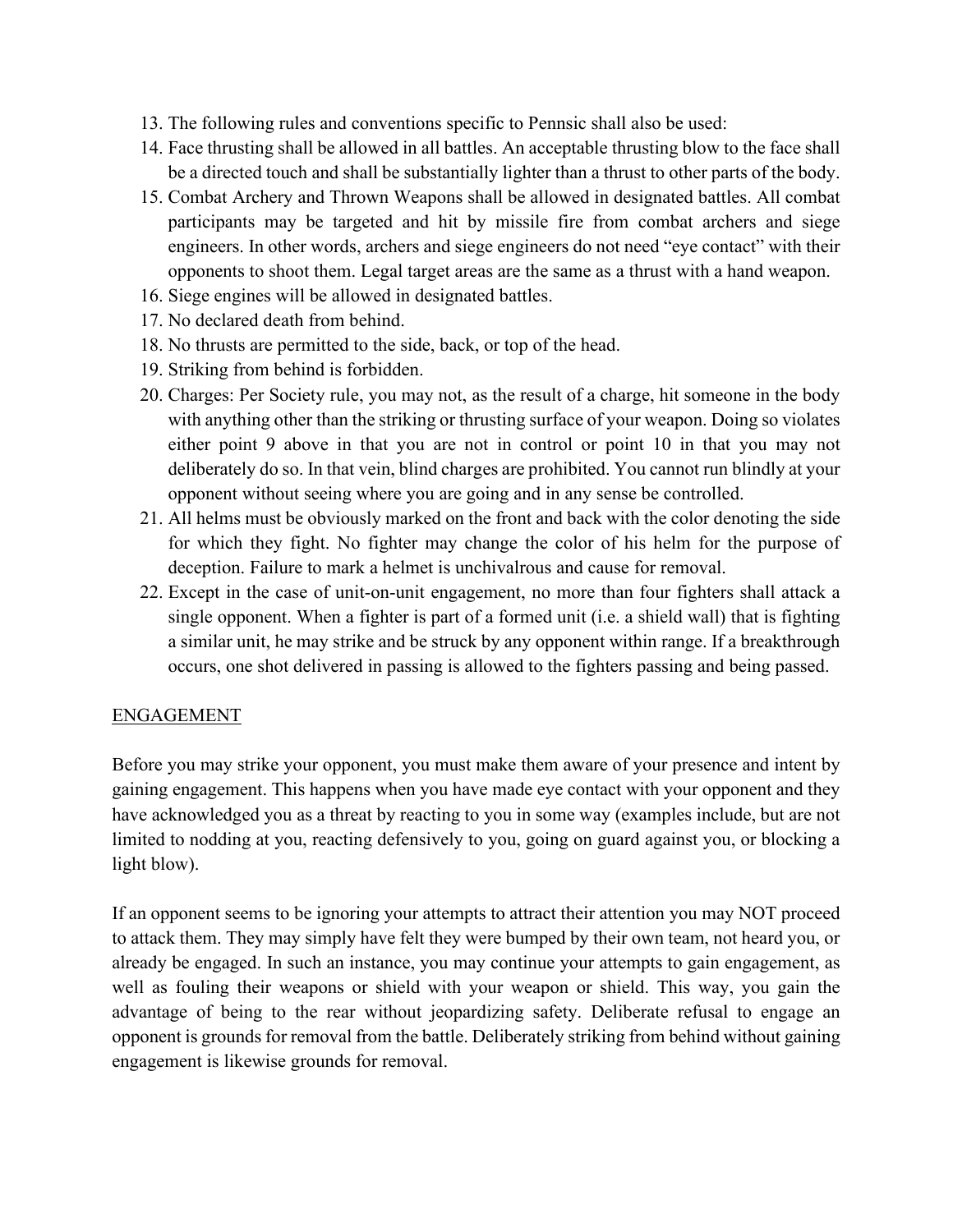13. The following rules and conventions specific to Pennsic shall also be used:
14. Face thrusting shall be allowed in all battles. An acceptable thrusting blow to the face shall be a directed touch and shall be substantially lighter than a thrust to other parts of the body.
15. Combat Archery and Thrown Weapons shall be allowed in designated battles. All combat participants may be targeted and hit by missile fire from combat archers and siege engineers. In other words, archers and siege engineers do not need “eye contact” with their opponents to shoot them. Legal target areas are the same as a thrust with a hand weapon.
16. Siege engines will be allowed in designated battles.
17. No declared death from behind.
18. No thrusts are permitted to the side, back, or top of the head.
19. Striking from behind is forbidden.
20. Charges: Per Society rule, you may not, as the result of a charge, hit someone in the body with anything other than the striking or thrusting surface of your weapon. Doing so violates either point 9 above in that you are not in control or point 10 in that you may not deliberately do so. In that vein, blind charges are prohibited. You cannot run blindly at your opponent without seeing where you are going and in any sense be controlled.
21. All helms must be obviously marked on the front and back with the color denoting the side for which they fight. No fighter may change the color of his helm for the purpose of deception. Failure to mark a helmet is unchivalrous and cause for removal.
22. Except in the case of unit-on-unit engagement, no more than four fighters shall attack a single opponent. When a fighter is part of a formed unit (i.e. a shield wall) that is fighting a similar unit, he may strike and be struck by any opponent within range. If a breakthrough occurs, one shot delivered in passing is allowed to the fighters passing and being passed.

## ENGAGEMENT

Before you may strike your opponent, you must make them aware of your presence and intent by gaining engagement. This happens when you have made eye contact with your opponent and they have acknowledged you as a threat by reacting to you in some way (examples include, but are not limited to nodding at you, reacting defensively to you, going on guard against you, or blocking a light blow).

If an opponent seems to be ignoring your attempts to attract their attention you may NOT proceed to attack them. They may simply have felt they were bumped by their own team, not heard you, or already be engaged. In such an instance, you may continue your attempts to gain engagement, as well as fouling their weapons or shield with your weapon or shield. This way, you gain the advantage of being to the rear without jeopardizing safety. Deliberate refusal to engage an opponent is grounds for removal from the battle. Deliberately striking from behind without gaining engagement is likewise grounds for removal.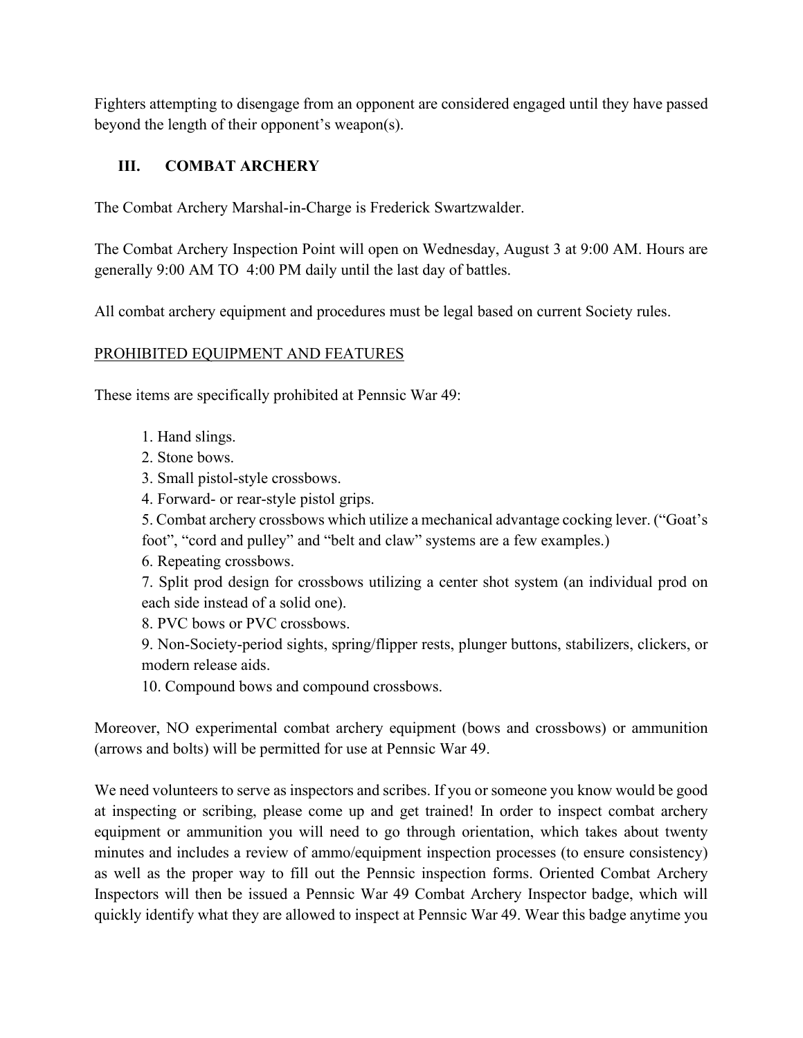Fighters attempting to disengage from an opponent are considered engaged until they have passed beyond the length of their opponent's weapon(s).

## III. COMBAT ARCHERY

The Combat Archery Marshal-in-Charge is Frederick Swartzwalder.

The Combat Archery Inspection Point will open on Wednesday, August 3 at 9:00 AM. Hours are generally 9:00 AM TO 4:00 PM daily until the last day of battles.

All combat archery equipment and procedures must be legal based on current Society rules.

### PROHIBITED EQUIPMENT AND FEATURES

These items are specifically prohibited at Pennsic War 49:

1. Hand slings.
2. Stone bows.
3. Small pistol-style crossbows.
4. Forward- or rear-style pistol grips.
5. Combat archery crossbows which utilize a mechanical advantage cocking lever. ("Goat's foot", "cord and pulley" and "belt and claw" systems are a few examples.)
6. Repeating crossbows.
7. Split prod design for crossbows utilizing a center shot system (an individual prod on each side instead of a solid one).
8. PVC bows or PVC crossbows.
9. Non-Society-period sights, spring/flipper rests, plunger buttons, stabilizers, clickers, or modern release aids.
10. Compound bows and compound crossbows.

Moreover, NO experimental combat archery equipment (bows and crossbows) or ammunition (arrows and bolts) will be permitted for use at Pennsic War 49.

We need volunteers to serve as inspectors and scribes. If you or someone you know would be good at inspecting or scribing, please come up and get trained! In order to inspect combat archery equipment or ammunition you will need to go through orientation, which takes about twenty minutes and includes a review of ammo/equipment inspection processes (to ensure consistency) as well as the proper way to fill out the Pennsic inspection forms. Oriented Combat Archery Inspectors will then be issued a Pennsic War 49 Combat Archery Inspector badge, which will quickly identify what they are allowed to inspect at Pennsic War 49. Wear this badge anytime you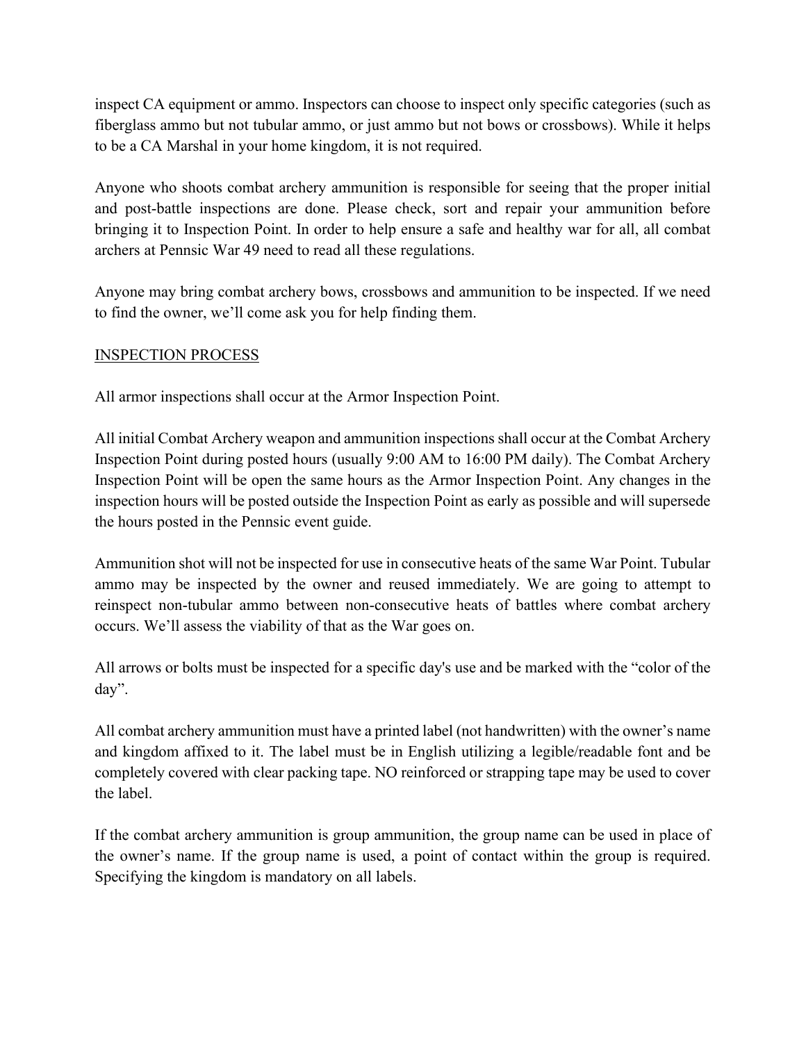inspect CA equipment or ammo. Inspectors can choose to inspect only specific categories (such as fiberglass ammo but not tubular ammo, or just ammo but not bows or crossbows). While it helps to be a CA Marshal in your home kingdom, it is not required.

Anyone who shoots combat archery ammunition is responsible for seeing that the proper initial and post-battle inspections are done. Please check, sort and repair your ammunition before bringing it to Inspection Point. In order to help ensure a safe and healthy war for all, all combat archers at Pennsic War 49 need to read all these regulations.

Anyone may bring combat archery bows, crossbows and ammunition to be inspected. If we need to find the owner, we'll come ask you for help finding them.

## INSPECTION PROCESS

All armor inspections shall occur at the Armor Inspection Point.

All initial Combat Archery weapon and ammunition inspections shall occur at the Combat Archery Inspection Point during posted hours (usually 9:00 AM to 16:00 PM daily). The Combat Archery Inspection Point will be open the same hours as the Armor Inspection Point. Any changes in the inspection hours will be posted outside the Inspection Point as early as possible and will supersede the hours posted in the Pennsic event guide.

Ammunition shot will not be inspected for use in consecutive heats of the same War Point. Tubular ammo may be inspected by the owner and reused immediately. We are going to attempt to reinspect non-tubular ammo between non-consecutive heats of battles where combat archery occurs. We'll assess the viability of that as the War goes on.

All arrows or bolts must be inspected for a specific day's use and be marked with the "color of the day".

All combat archery ammunition must have a printed label (not handwritten) with the owner's name and kingdom affixed to it. The label must be in English utilizing a legible/readable font and be completely covered with clear packing tape. NO reinforced or strapping tape may be used to cover the label.

If the combat archery ammunition is group ammunition, the group name can be used in place of the owner's name. If the group name is used, a point of contact within the group is required. Specifying the kingdom is mandatory on all labels.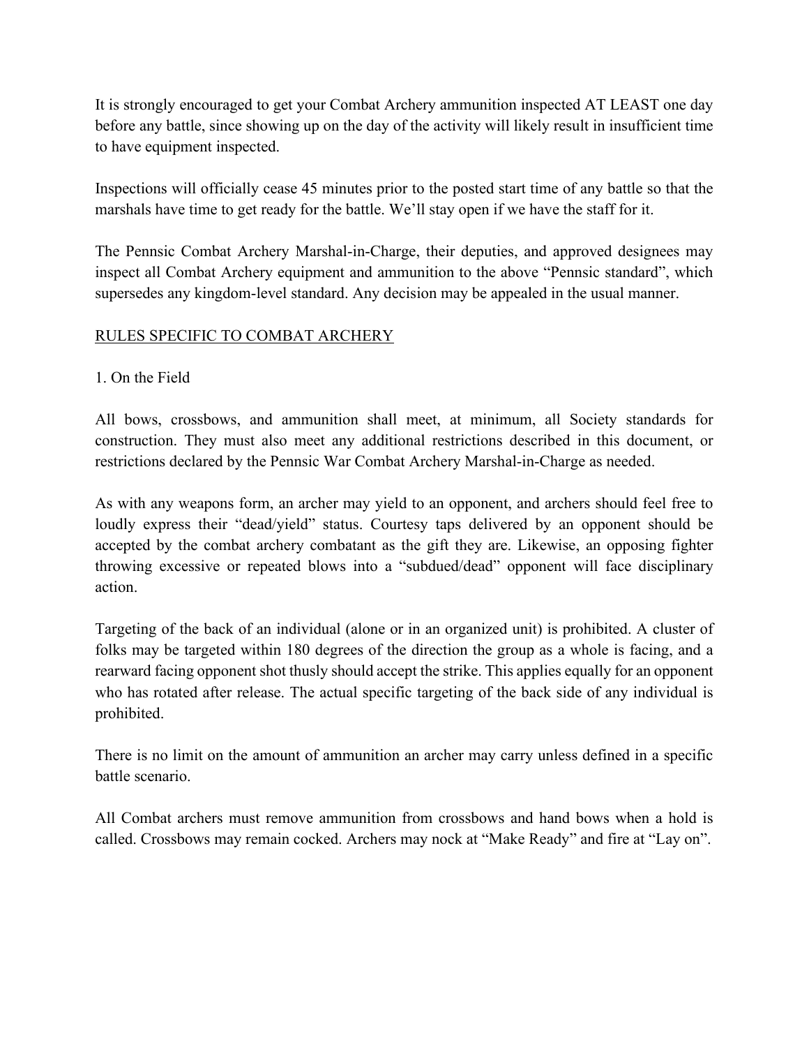It is strongly encouraged to get your Combat Archery ammunition inspected AT LEAST one day before any battle, since showing up on the day of the activity will likely result in insufficient time to have equipment inspected.

Inspections will officially cease 45 minutes prior to the posted start time of any battle so that the marshals have time to get ready for the battle. We'll stay open if we have the staff for it.

The Pennsic Combat Archery Marshal-in-Charge, their deputies, and approved designees may inspect all Combat Archery equipment and ammunition to the above "Pennsic standard", which supersedes any kingdom-level standard. Any decision may be appealed in the usual manner.

## RULES SPECIFIC TO COMBAT ARCHERY

### 1. On the Field

All bows, crossbows, and ammunition shall meet, at minimum, all Society standards for construction. They must also meet any additional restrictions described in this document, or restrictions declared by the Pennsic War Combat Archery Marshal-in-Charge as needed.

As with any weapons form, an archer may yield to an opponent, and archers should feel free to loudly express their "dead/yield" status. Courtesy taps delivered by an opponent should be accepted by the combat archery combatant as the gift they are. Likewise, an opposing fighter throwing excessive or repeated blows into a "subdued/dead" opponent will face disciplinary action.

Targeting of the back of an individual (alone or in an organized unit) is prohibited. A cluster of folks may be targeted within 180 degrees of the direction the group as a whole is facing, and a rearward facing opponent shot thusly should accept the strike. This applies equally for an opponent who has rotated after release. The actual specific targeting of the back side of any individual is prohibited.

There is no limit on the amount of ammunition an archer may carry unless defined in a specific battle scenario.

All Combat archers must remove ammunition from crossbows and hand bows when a hold is called. Crossbows may remain cocked. Archers may nock at "Make Ready" and fire at "Lay on".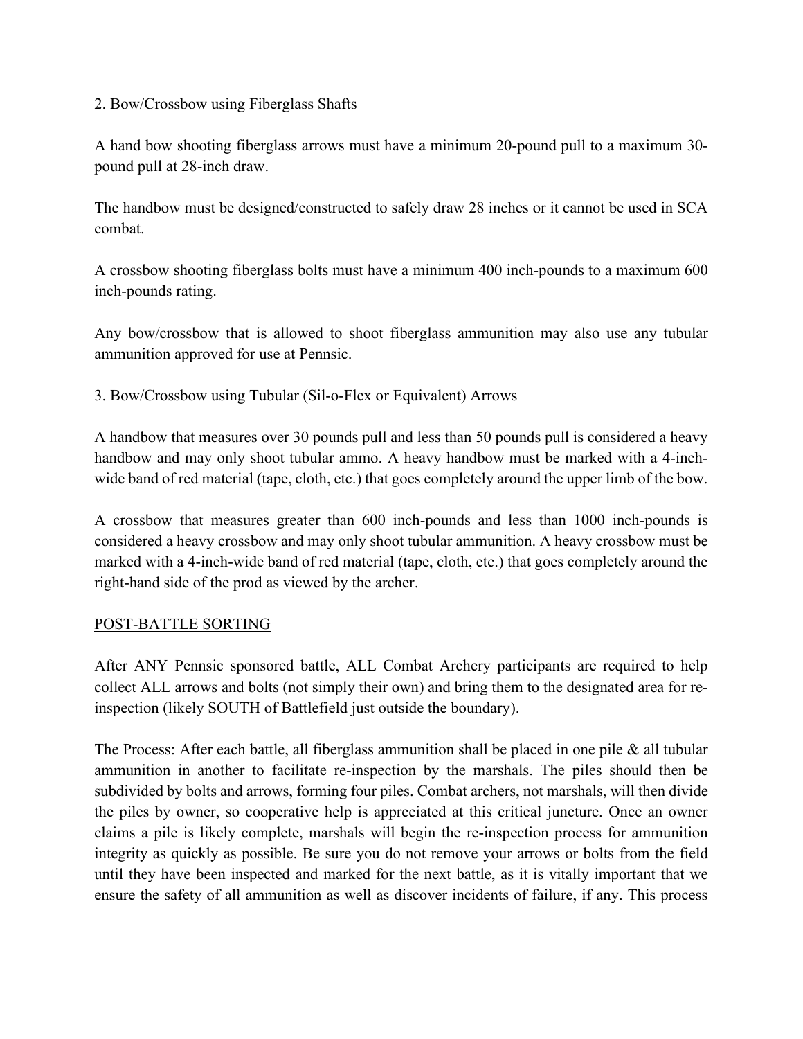2. Bow/Crossbow using Fiberglass Shafts

A hand bow shooting fiberglass arrows must have a minimum 20-pound pull to a maximum 30-pound pull at 28-inch draw.

The handbow must be designed/constructed to safely draw 28 inches or it cannot be used in SCA combat.

A crossbow shooting fiberglass bolts must have a minimum 400 inch-pounds to a maximum 600 inch-pounds rating.

Any bow/crossbow that is allowed to shoot fiberglass ammunition may also use any tubular ammunition approved for use at Pennsic.

3. Bow/Crossbow using Tubular (Sil-o-Flex or Equivalent) Arrows

A handbow that measures over 30 pounds pull and less than 50 pounds pull is considered a heavy handbow and may only shoot tubular ammo. A heavy handbow must be marked with a 4-inch-wide band of red material (tape, cloth, etc.) that goes completely around the upper limb of the bow.

A crossbow that measures greater than 600 inch-pounds and less than 1000 inch-pounds is considered a heavy crossbow and may only shoot tubular ammunition. A heavy crossbow must be marked with a 4-inch-wide band of red material (tape, cloth, etc.) that goes completely around the right-hand side of the prod as viewed by the archer.

<u>POST-BATTLE SORTING</u>

After ANY Pennsic sponsored battle, ALL Combat Archery participants are required to help collect ALL arrows and bolts (not simply their own) and bring them to the designated area for re-inspection (likely SOUTH of Battlefield just outside the boundary).

The Process: After each battle, all fiberglass ammunition shall be placed in one pile & all tubular ammunition in another to facilitate re-inspection by the marshals. The piles should then be subdivided by bolts and arrows, forming four piles. Combat archers, not marshals, will then divide the piles by owner, so cooperative help is appreciated at this critical juncture. Once an owner claims a pile is likely complete, marshals will begin the re-inspection process for ammunition integrity as quickly as possible. Be sure you do not remove your arrows or bolts from the field until they have been inspected and marked for the next battle, as it is vitally important that we ensure the safety of all ammunition as well as discover incidents of failure, if any. This process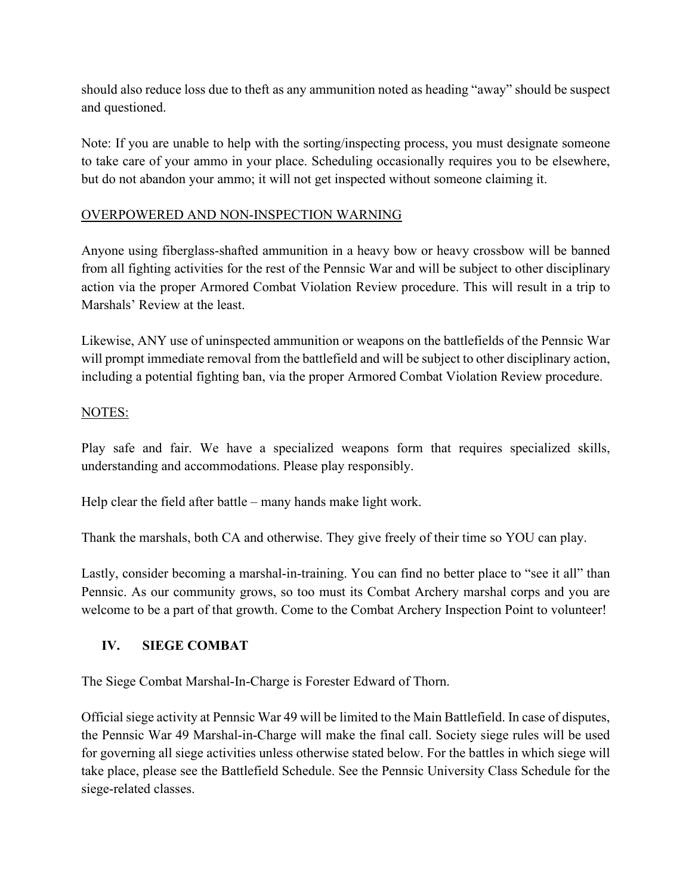should also reduce loss due to theft as any ammunition noted as heading "away" should be suspect and questioned.

Note: If you are unable to help with the sorting/inspecting process, you must designate someone to take care of your ammo in your place. Scheduling occasionally requires you to be elsewhere, but do not abandon your ammo; it will not get inspected without someone claiming it.

OVERPOWERED AND NON-INSPECTION WARNING

Anyone using fiberglass-shafted ammunition in a heavy bow or heavy crossbow will be banned from all fighting activities for the rest of the Pennsic War and will be subject to other disciplinary action via the proper Armored Combat Violation Review procedure. This will result in a trip to Marshals' Review at the least.

Likewise, ANY use of uninspected ammunition or weapons on the battlefields of the Pennsic War will prompt immediate removal from the battlefield and will be subject to other disciplinary action, including a potential fighting ban, via the proper Armored Combat Violation Review procedure.

NOTES:

Play safe and fair. We have a specialized weapons form that requires specialized skills, understanding and accommodations. Please play responsibly.

Help clear the field after battle – many hands make light work.

Thank the marshals, both CA and otherwise. They give freely of their time so YOU can play.

Lastly, consider becoming a marshal-in-training. You can find no better place to "see it all" than Pennsic. As our community grows, so too must its Combat Archery marshal corps and you are welcome to be a part of that growth. Come to the Combat Archery Inspection Point to volunteer!

## IV. SIEGE COMBAT

The Siege Combat Marshal-In-Charge is Forester Edward of Thorn.

Official siege activity at Pennsic War 49 will be limited to the Main Battlefield. In case of disputes, the Pennsic War 49 Marshal-in-Charge will make the final call. Society siege rules will be used for governing all siege activities unless otherwise stated below. For the battles in which siege will take place, please see the Battlefield Schedule. See the Pennsic University Class Schedule for the siege-related classes.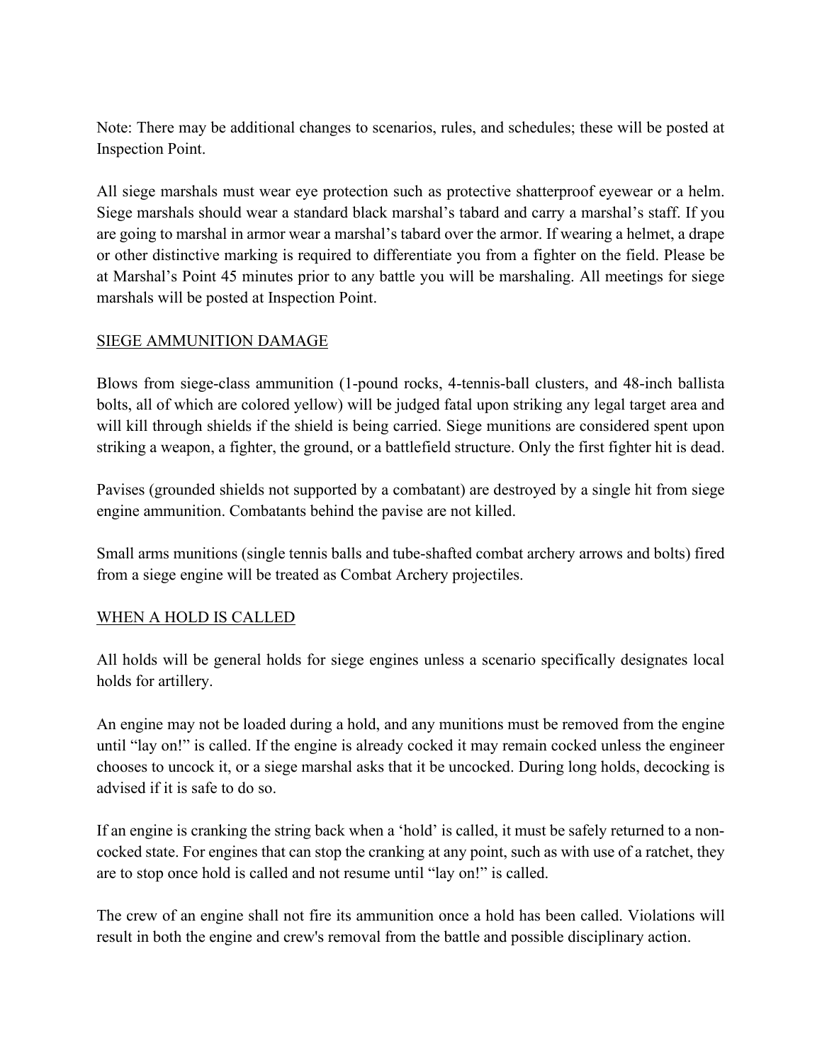Note: There may be additional changes to scenarios, rules, and schedules; these will be posted at Inspection Point.

All siege marshals must wear eye protection such as protective shatterproof eyewear or a helm. Siege marshals should wear a standard black marshal's tabard and carry a marshal's staff. If you are going to marshal in armor wear a marshal's tabard over the armor. If wearing a helmet, a drape or other distinctive marking is required to differentiate you from a fighter on the field. Please be at Marshal's Point 45 minutes prior to any battle you will be marshaling. All meetings for siege marshals will be posted at Inspection Point.

## SIEGE AMMUNITION DAMAGE

Blows from siege-class ammunition (1-pound rocks, 4-tennis-ball clusters, and 48-inch ballista bolts, all of which are colored yellow) will be judged fatal upon striking any legal target area and will kill through shields if the shield is being carried. Siege munitions are considered spent upon striking a weapon, a fighter, the ground, or a battlefield structure. Only the first fighter hit is dead.

Pavises (grounded shields not supported by a combatant) are destroyed by a single hit from siege engine ammunition. Combatants behind the pavise are not killed.

Small arms munitions (single tennis balls and tube-shafted combat archery arrows and bolts) fired from a siege engine will be treated as Combat Archery projectiles.

## WHEN A HOLD IS CALLED

All holds will be general holds for siege engines unless a scenario specifically designates local holds for artillery.

An engine may not be loaded during a hold, and any munitions must be removed from the engine until "lay on!" is called. If the engine is already cocked it may remain cocked unless the engineer chooses to uncock it, or a siege marshal asks that it be uncocked. During long holds, decocking is advised if it is safe to do so.

If an engine is cranking the string back when a 'hold' is called, it must be safely returned to a non-cocked state. For engines that can stop the cranking at any point, such as with use of a ratchet, they are to stop once hold is called and not resume until "lay on!" is called.

The crew of an engine shall not fire its ammunition once a hold has been called. Violations will result in both the engine and crew's removal from the battle and possible disciplinary action.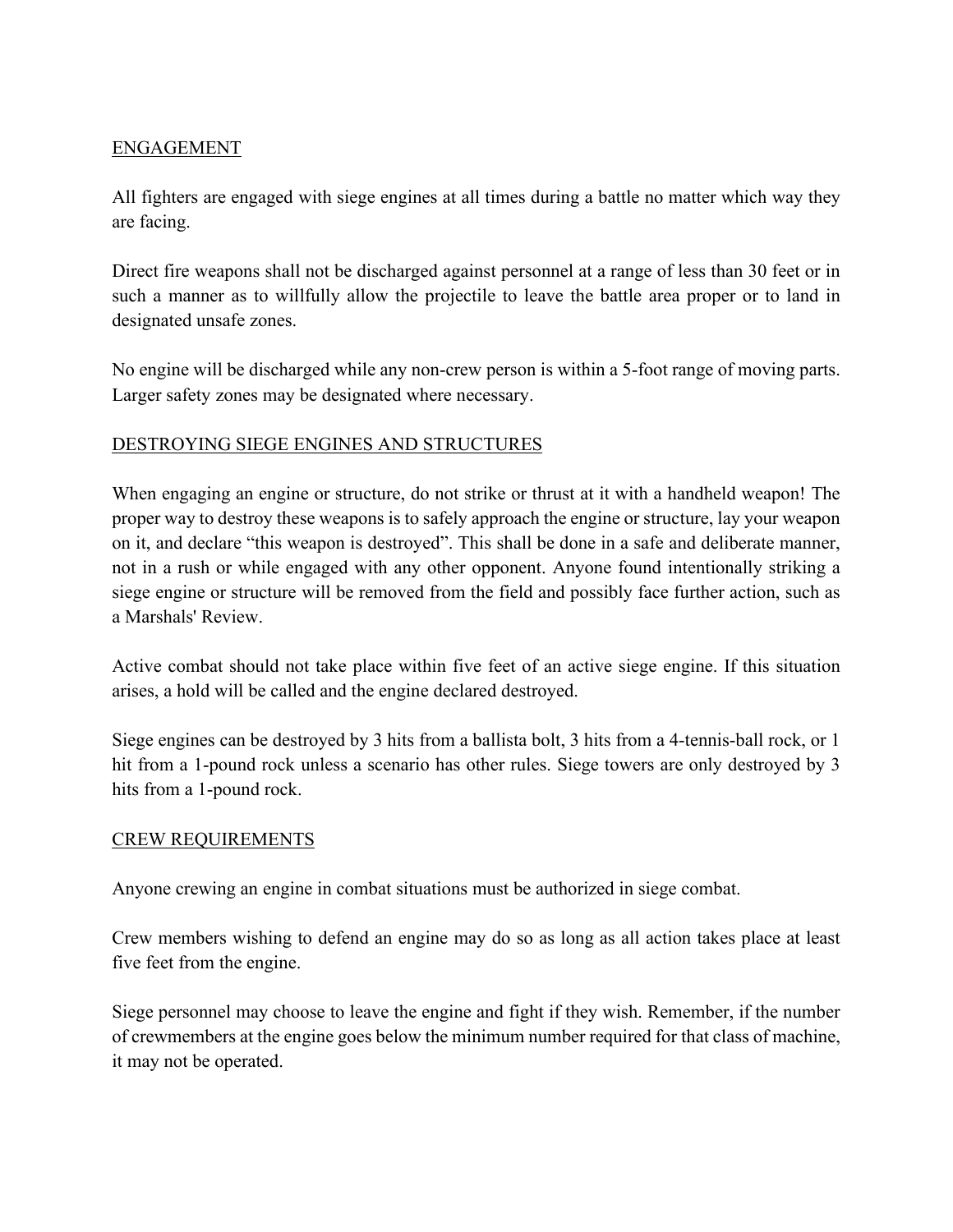## ENGAGEMENT

All fighters are engaged with siege engines at all times during a battle no matter which way they are facing.

Direct fire weapons shall not be discharged against personnel at a range of less than 30 feet or in such a manner as to willfully allow the projectile to leave the battle area proper or to land in designated unsafe zones.

No engine will be discharged while any non-crew person is within a 5-foot range of moving parts. Larger safety zones may be designated where necessary.

## DESTROYING SIEGE ENGINES AND STRUCTURES

When engaging an engine or structure, do not strike or thrust at it with a handheld weapon! The proper way to destroy these weapons is to safely approach the engine or structure, lay your weapon on it, and declare "this weapon is destroyed". This shall be done in a safe and deliberate manner, not in a rush or while engaged with any other opponent. Anyone found intentionally striking a siege engine or structure will be removed from the field and possibly face further action, such as a Marshals' Review.

Active combat should not take place within five feet of an active siege engine. If this situation arises, a hold will be called and the engine declared destroyed.

Siege engines can be destroyed by 3 hits from a ballista bolt, 3 hits from a 4-tennis-ball rock, or 1 hit from a 1-pound rock unless a scenario has other rules. Siege towers are only destroyed by 3 hits from a 1-pound rock.

## CREW REQUIREMENTS

Anyone crewing an engine in combat situations must be authorized in siege combat.

Crew members wishing to defend an engine may do so as long as all action takes place at least five feet from the engine.

Siege personnel may choose to leave the engine and fight if they wish. Remember, if the number of crewmembers at the engine goes below the minimum number required for that class of machine, it may not be operated.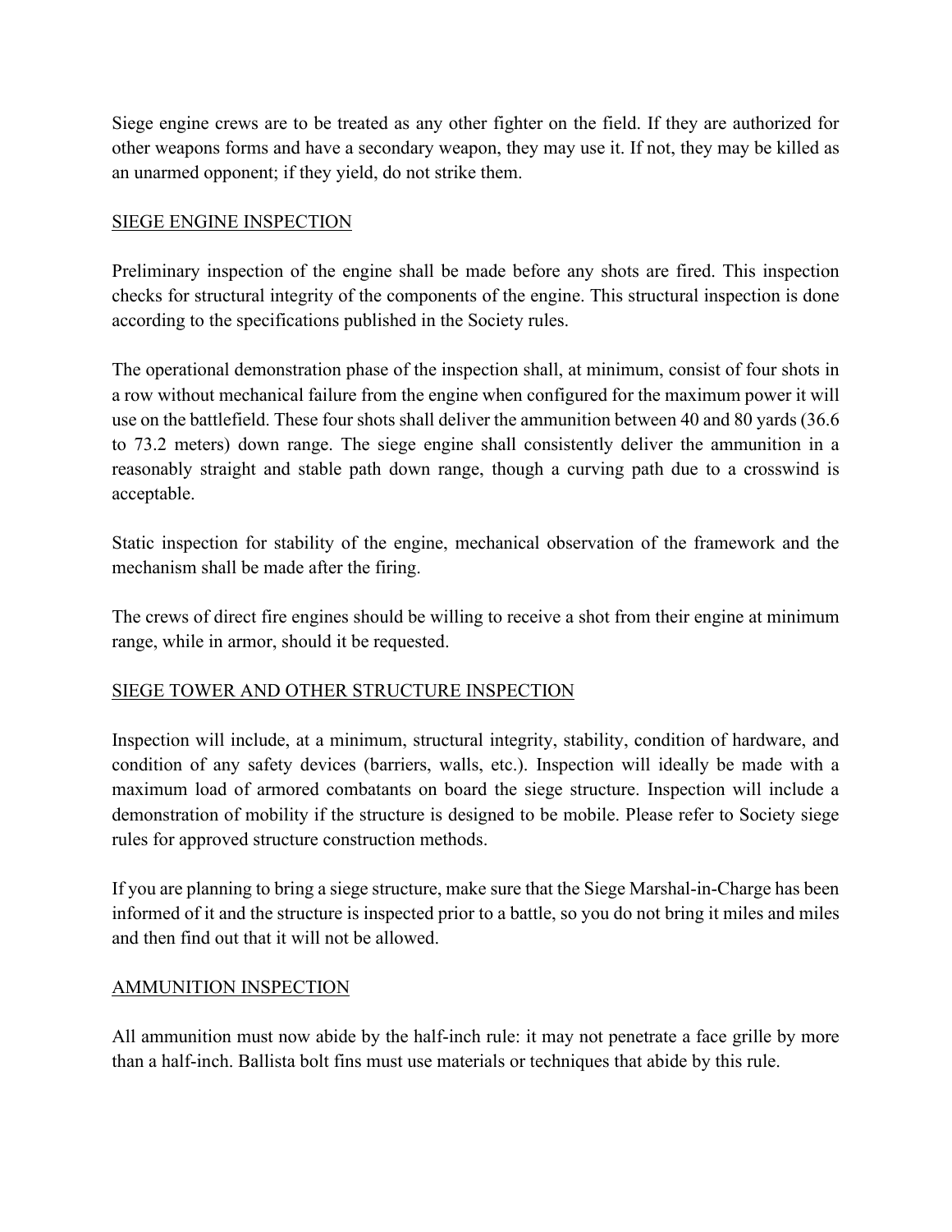Siege engine crews are to be treated as any other fighter on the field. If they are authorized for other weapons forms and have a secondary weapon, they may use it. If not, they may be killed as an unarmed opponent; if they yield, do not strike them.

## SIEGE ENGINE INSPECTION

Preliminary inspection of the engine shall be made before any shots are fired. This inspection checks for structural integrity of the components of the engine. This structural inspection is done according to the specifications published in the Society rules.

The operational demonstration phase of the inspection shall, at minimum, consist of four shots in a row without mechanical failure from the engine when configured for the maximum power it will use on the battlefield. These four shots shall deliver the ammunition between 40 and 80 yards (36.6 to 73.2 meters) down range. The siege engine shall consistently deliver the ammunition in a reasonably straight and stable path down range, though a curving path due to a crosswind is acceptable.

Static inspection for stability of the engine, mechanical observation of the framework and the mechanism shall be made after the firing.

The crews of direct fire engines should be willing to receive a shot from their engine at minimum range, while in armor, should it be requested.

## SIEGE TOWER AND OTHER STRUCTURE INSPECTION

Inspection will include, at a minimum, structural integrity, stability, condition of hardware, and condition of any safety devices (barriers, walls, etc.). Inspection will ideally be made with a maximum load of armored combatants on board the siege structure. Inspection will include a demonstration of mobility if the structure is designed to be mobile. Please refer to Society siege rules for approved structure construction methods.

If you are planning to bring a siege structure, make sure that the Siege Marshal-in-Charge has been informed of it and the structure is inspected prior to a battle, so you do not bring it miles and miles and then find out that it will not be allowed.

## AMMUNITION INSPECTION

All ammunition must now abide by the half-inch rule: it may not penetrate a face grille by more than a half-inch. Ballista bolt fins must use materials or techniques that abide by this rule.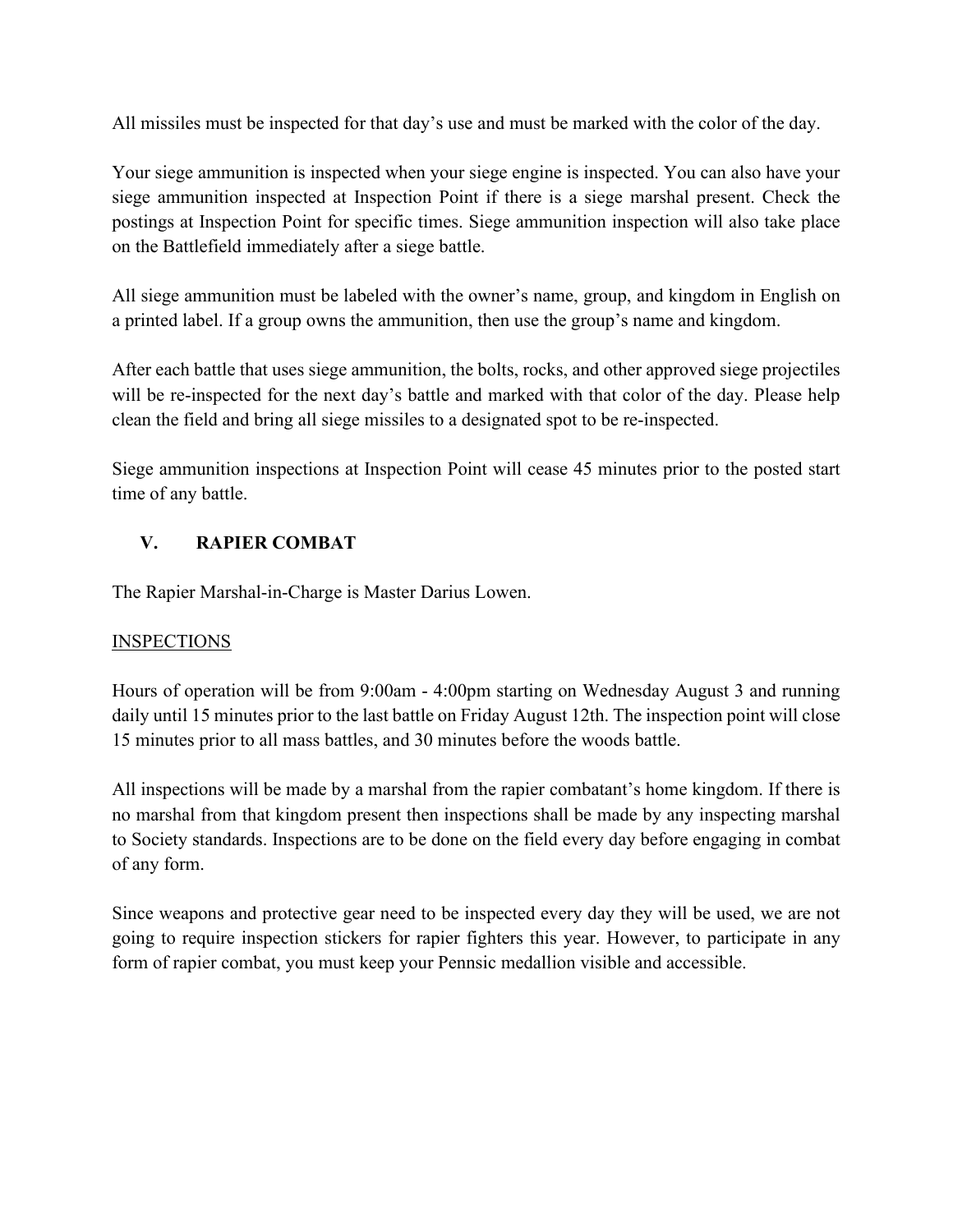All missiles must be inspected for that day's use and must be marked with the color of the day.

Your siege ammunition is inspected when your siege engine is inspected. You can also have your siege ammunition inspected at Inspection Point if there is a siege marshal present. Check the postings at Inspection Point for specific times. Siege ammunition inspection will also take place on the Battlefield immediately after a siege battle.

All siege ammunition must be labeled with the owner's name, group, and kingdom in English on a printed label. If a group owns the ammunition, then use the group's name and kingdom.

After each battle that uses siege ammunition, the bolts, rocks, and other approved siege projectiles will be re-inspected for the next day's battle and marked with that color of the day. Please help clean the field and bring all siege missiles to a designated spot to be re-inspected.

Siege ammunition inspections at Inspection Point will cease 45 minutes prior to the posted start time of any battle.

## V. RAPIER COMBAT

The Rapier Marshal-in-Charge is Master Darius Lowen.

### INSPECTIONS

Hours of operation will be from 9:00am - 4:00pm starting on Wednesday August 3 and running daily until 15 minutes prior to the last battle on Friday August 12th. The inspection point will close 15 minutes prior to all mass battles, and 30 minutes before the woods battle.

All inspections will be made by a marshal from the rapier combatant's home kingdom. If there is no marshal from that kingdom present then inspections shall be made by any inspecting marshal to Society standards. Inspections are to be done on the field every day before engaging in combat of any form.

Since weapons and protective gear need to be inspected every day they will be used, we are not going to require inspection stickers for rapier fighters this year. However, to participate in any form of rapier combat, you must keep your Pennsic medallion visible and accessible.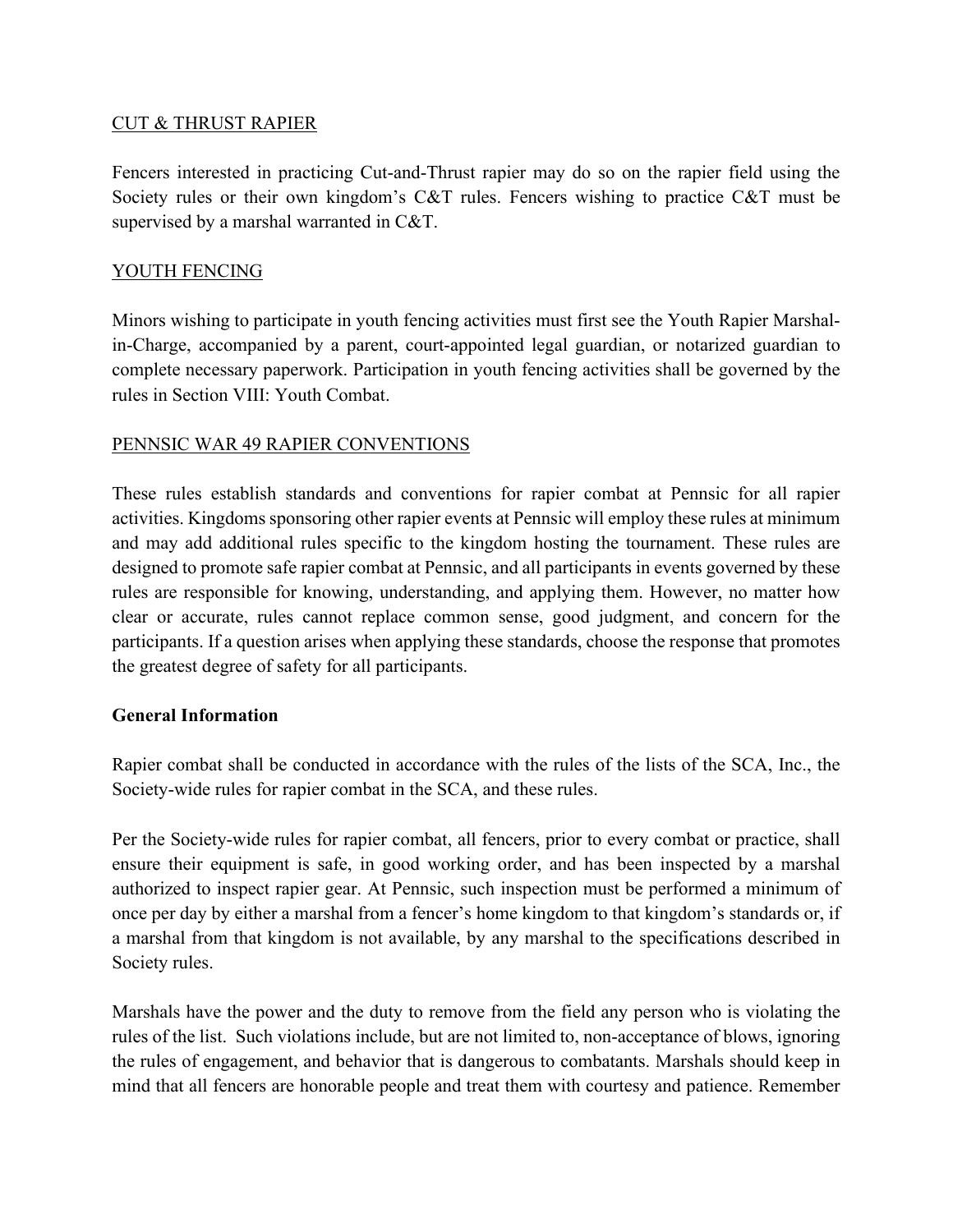<u>CUT & THRUST RAPIER</u>

Fencers interested in practicing Cut-and-Thrust rapier may do so on the rapier field using the Society rules or their own kingdom's C&T rules. Fencers wishing to practice C&T must be supervised by a marshal warranted in C&T.

<u>YOUTH FENCING</u>

Minors wishing to participate in youth fencing activities must first see the Youth Rapier Marshal-in-Charge, accompanied by a parent, court-appointed legal guardian, or notarized guardian to complete necessary paperwork. Participation in youth fencing activities shall be governed by the rules in Section VIII: Youth Combat.

<u>PENNSIC WAR 49 RAPIER CONVENTIONS</u>

These rules establish standards and conventions for rapier combat at Pennsic for all rapier activities. Kingdoms sponsoring other rapier events at Pennsic will employ these rules at minimum and may add additional rules specific to the kingdom hosting the tournament. These rules are designed to promote safe rapier combat at Pennsic, and all participants in events governed by these rules are responsible for knowing, understanding, and applying them. However, no matter how clear or accurate, rules cannot replace common sense, good judgment, and concern for the participants. If a question arises when applying these standards, choose the response that promotes the greatest degree of safety for all participants.

**General Information**

Rapier combat shall be conducted in accordance with the rules of the lists of the SCA, Inc., the Society-wide rules for rapier combat in the SCA, and these rules.

Per the Society-wide rules for rapier combat, all fencers, prior to every combat or practice, shall ensure their equipment is safe, in good working order, and has been inspected by a marshal authorized to inspect rapier gear. At Pennsic, such inspection must be performed a minimum of once per day by either a marshal from a fencer's home kingdom to that kingdom's standards or, if a marshal from that kingdom is not available, by any marshal to the specifications described in Society rules.

Marshals have the power and the duty to remove from the field any person who is violating the rules of the list. Such violations include, but are not limited to, non-acceptance of blows, ignoring the rules of engagement, and behavior that is dangerous to combatants. Marshals should keep in mind that all fencers are honorable people and treat them with courtesy and patience. Remember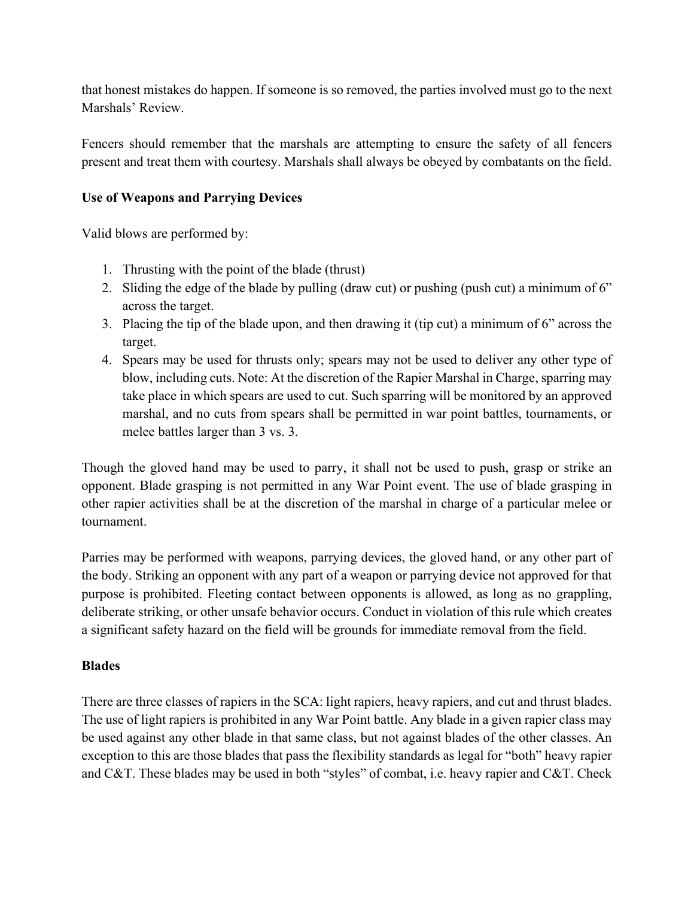that honest mistakes do happen. If someone is so removed, the parties involved must go to the next Marshals' Review.

Fencers should remember that the marshals are attempting to ensure the safety of all fencers present and treat them with courtesy. Marshals shall always be obeyed by combatants on the field.

**Use of Weapons and Parrying Devices**

Valid blows are performed by:

1. Thrusting with the point of the blade (thrust)
2. Sliding the edge of the blade by pulling (draw cut) or pushing (push cut) a minimum of 6" across the target.
3. Placing the tip of the blade upon, and then drawing it (tip cut) a minimum of 6" across the target.
4. Spears may be used for thrusts only; spears may not be used to deliver any other type of blow, including cuts. Note: At the discretion of the Rapier Marshal in Charge, sparring may take place in which spears are used to cut. Such sparring will be monitored by an approved marshal, and no cuts from spears shall be permitted in war point battles, tournaments, or melee battles larger than 3 vs. 3.

Though the gloved hand may be used to parry, it shall not be used to push, grasp or strike an opponent. Blade grasping is not permitted in any War Point event. The use of blade grasping in other rapier activities shall be at the discretion of the marshal in charge of a particular melee or tournament.

Parries may be performed with weapons, parrying devices, the gloved hand, or any other part of the body. Striking an opponent with any part of a weapon or parrying device not approved for that purpose is prohibited. Fleeting contact between opponents is allowed, as long as no grappling, deliberate striking, or other unsafe behavior occurs. Conduct in violation of this rule which creates a significant safety hazard on the field will be grounds for immediate removal from the field.

**Blades**

There are three classes of rapiers in the SCA: light rapiers, heavy rapiers, and cut and thrust blades. The use of light rapiers is prohibited in any War Point battle. Any blade in a given rapier class may be used against any other blade in that same class, but not against blades of the other classes. An exception to this are those blades that pass the flexibility standards as legal for "both" heavy rapier and C&T. These blades may be used in both "styles" of combat, i.e. heavy rapier and C&T. Check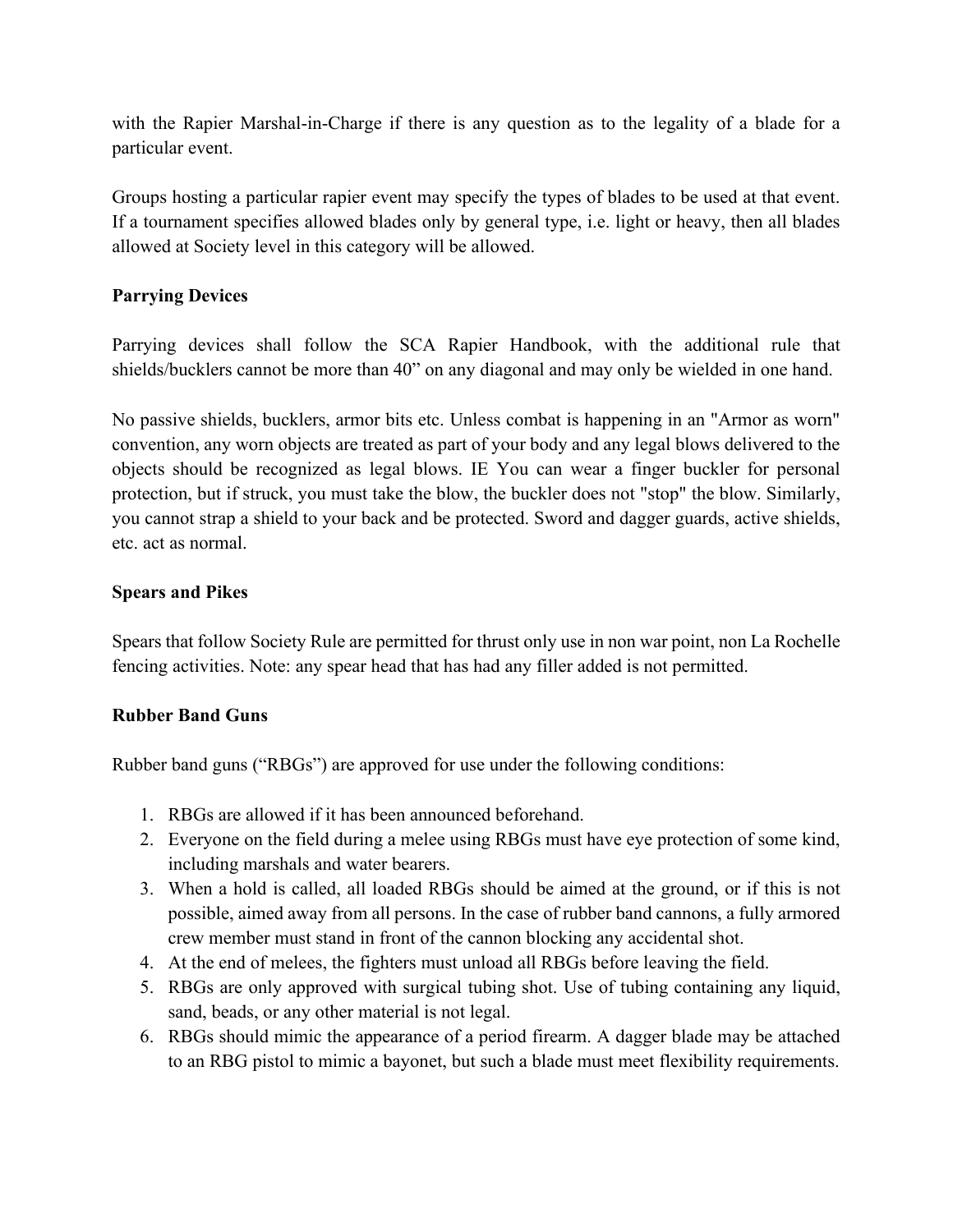with the Rapier Marshal-in-Charge if there is any question as to the legality of a blade for a particular event.

Groups hosting a particular rapier event may specify the types of blades to be used at that event. If a tournament specifies allowed blades only by general type, i.e. light or heavy, then all blades allowed at Society level in this category will be allowed.

**Parrying Devices**

Parrying devices shall follow the SCA Rapier Handbook, with the additional rule that shields/bucklers cannot be more than 40" on any diagonal and may only be wielded in one hand.

No passive shields, bucklers, armor bits etc. Unless combat is happening in an "Armor as worn" convention, any worn objects are treated as part of your body and any legal blows delivered to the objects should be recognized as legal blows. IE You can wear a finger buckler for personal protection, but if struck, you must take the blow, the buckler does not "stop" the blow. Similarly, you cannot strap a shield to your back and be protected. Sword and dagger guards, active shields, etc. act as normal.

**Spears and Pikes**

Spears that follow Society Rule are permitted for thrust only use in non war point, non La Rochelle fencing activities. Note: any spear head that has had any filler added is not permitted.

**Rubber Band Guns**

Rubber band guns ("RBGs") are approved for use under the following conditions:

1. RBGs are allowed if it has been announced beforehand.
2. Everyone on the field during a melee using RBGs must have eye protection of some kind, including marshals and water bearers.
3. When a hold is called, all loaded RBGs should be aimed at the ground, or if this is not possible, aimed away from all persons. In the case of rubber band cannons, a fully armored crew member must stand in front of the cannon blocking any accidental shot.
4. At the end of melees, the fighters must unload all RBGs before leaving the field.
5. RBGs are only approved with surgical tubing shot. Use of tubing containing any liquid, sand, beads, or any other material is not legal.
6. RBGs should mimic the appearance of a period firearm. A dagger blade may be attached to an RBG pistol to mimic a bayonet, but such a blade must meet flexibility requirements.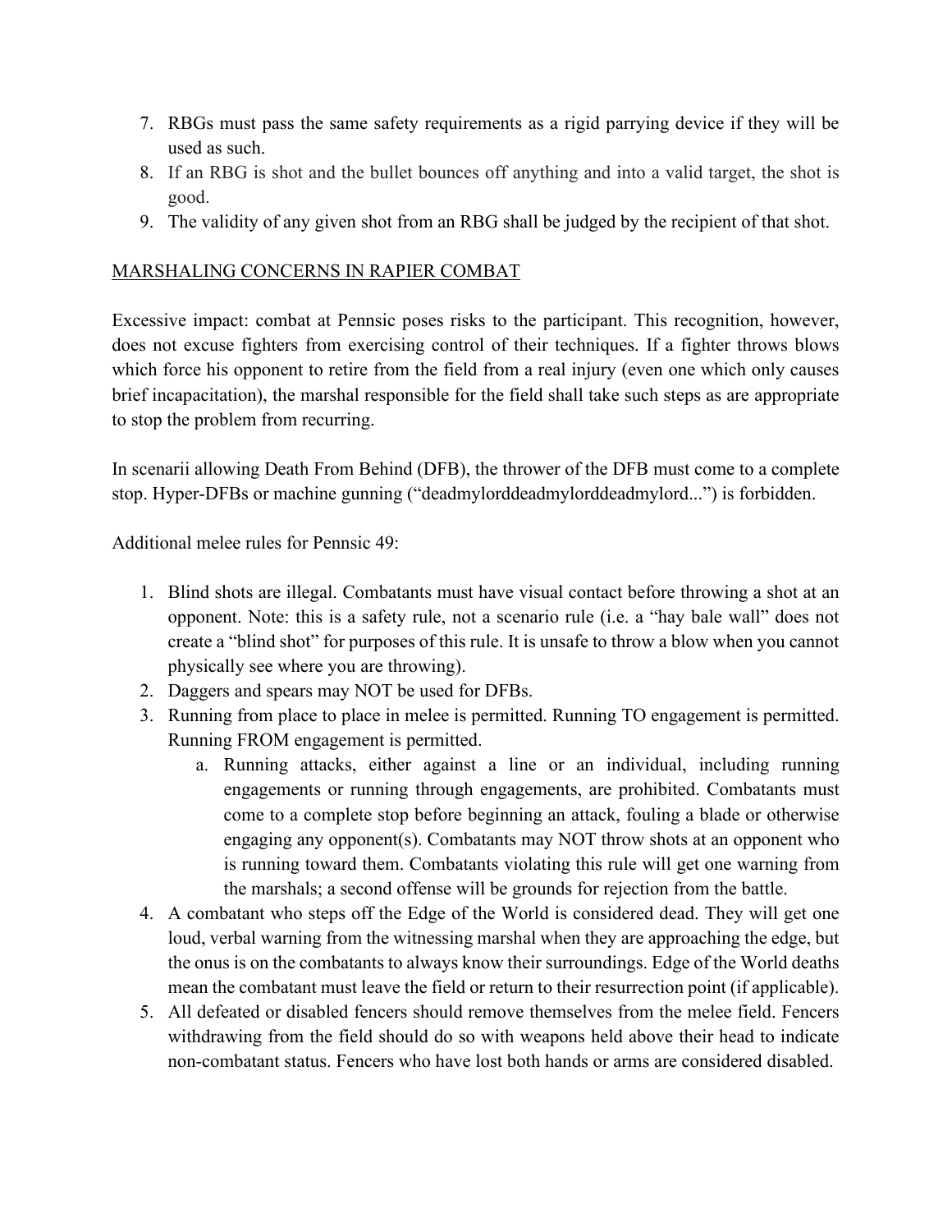7. RBGs must pass the same safety requirements as a rigid parrying device if they will be used as such.
8. If an RBG is shot and the bullet bounces off anything and into a valid target, the shot is good.
9. The validity of any given shot from an RBG shall be judged by the recipient of that shot.

## MARSHALING CONCERNS IN RAPIER COMBAT

Excessive impact: combat at Pennsic poses risks to the participant. This recognition, however, does not excuse fighters from exercising control of their techniques. If a fighter throws blows which force his opponent to retire from the field from a real injury (even one which only causes brief incapacitation), the marshal responsible for the field shall take such steps as are appropriate to stop the problem from recurring.

In scenarii allowing Death From Behind (DFB), the thrower of the DFB must come to a complete stop. Hyper-DFBs or machine gunning ("deadmylorddeadmylorddeadmylord...") is forbidden.

Additional melee rules for Pennsic 49:

1. Blind shots are illegal. Combatants must have visual contact before throwing a shot at an opponent. Note: this is a safety rule, not a scenario rule (i.e. a "hay bale wall" does not create a "blind shot" for purposes of this rule. It is unsafe to throw a blow when you cannot physically see where you are throwing).
2. Daggers and spears may NOT be used for DFBs.
3. Running from place to place in melee is permitted. Running TO engagement is permitted. Running FROM engagement is permitted.
    a. Running attacks, either against a line or an individual, including running engagements or running through engagements, are prohibited. Combatants must come to a complete stop before beginning an attack, fouling a blade or otherwise engaging any opponent(s). Combatants may NOT throw shots at an opponent who is running toward them. Combatants violating this rule will get one warning from the marshals; a second offense will be grounds for rejection from the battle.
4. A combatant who steps off the Edge of the World is considered dead. They will get one loud, verbal warning from the witnessing marshal when they are approaching the edge, but the onus is on the combatants to always know their surroundings. Edge of the World deaths mean the combatant must leave the field or return to their resurrection point (if applicable).
5. All defeated or disabled fencers should remove themselves from the melee field. Fencers withdrawing from the field should do so with weapons held above their head to indicate non-combatant status. Fencers who have lost both hands or arms are considered disabled.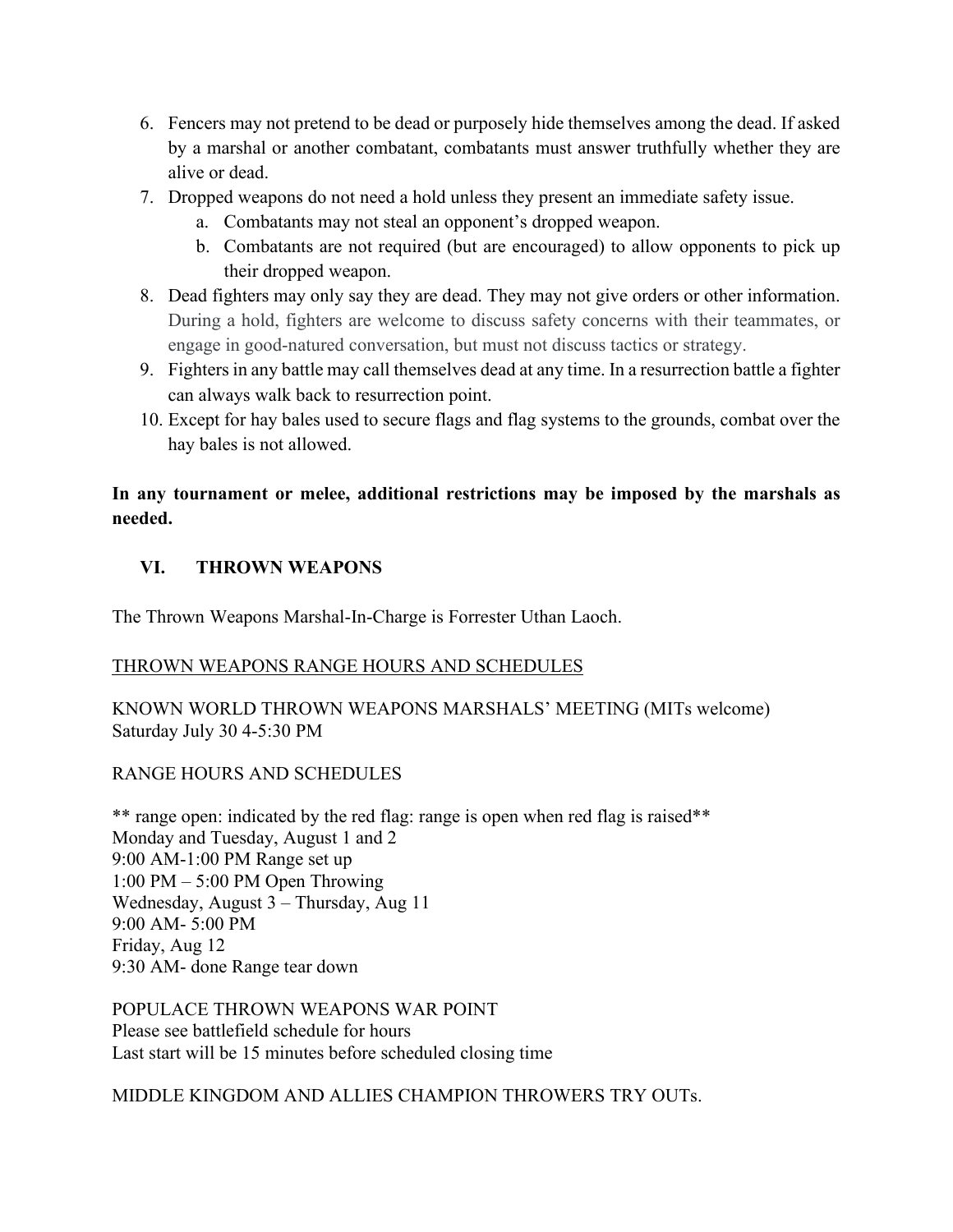6. Fencers may not pretend to be dead or purposely hide themselves among the dead. If asked by a marshal or another combatant, combatants must answer truthfully whether they are alive or dead.
7. Dropped weapons do not need a hold unless they present an immediate safety issue.
   a. Combatants may not steal an opponent's dropped weapon.
   b. Combatants are not required (but are encouraged) to allow opponents to pick up their dropped weapon.
8. Dead fighters may only say they are dead. They may not give orders or other information. During a hold, fighters are welcome to discuss safety concerns with their teammates, or engage in good-natured conversation, but must not discuss tactics or strategy.
9. Fighters in any battle may call themselves dead at any time. In a resurrection battle a fighter can always walk back to resurrection point.
10. Except for hay bales used to secure flags and flag systems to the grounds, combat over the hay bales is not allowed.

**In any tournament or melee, additional restrictions may be imposed by the marshals as needed.**

## VI. THROWN WEAPONS

The Thrown Weapons Marshal-In-Charge is Forrester Uthan Laoch.

THROWN WEAPONS RANGE HOURS AND SCHEDULES

KNOWN WORLD THROWN WEAPONS MARSHALS' MEETING (MITs welcome)
Saturday July 30 4-5:30 PM

RANGE HOURS AND SCHEDULES

** range open: indicated by the red flag: range is open when red flag is raised**
Monday and Tuesday, August 1 and 2
9:00 AM-1:00 PM Range set up
1:00 PM – 5:00 PM Open Throwing
Wednesday, August 3 – Thursday, Aug 11
9:00 AM- 5:00 PM
Friday, Aug 12
9:30 AM- done Range tear down

POPULACE THROWN WEAPONS WAR POINT
Please see battlefield schedule for hours
Last start will be 15 minutes before scheduled closing time

MIDDLE KINGDOM AND ALLIES CHAMPION THROWERS TRY OUTs.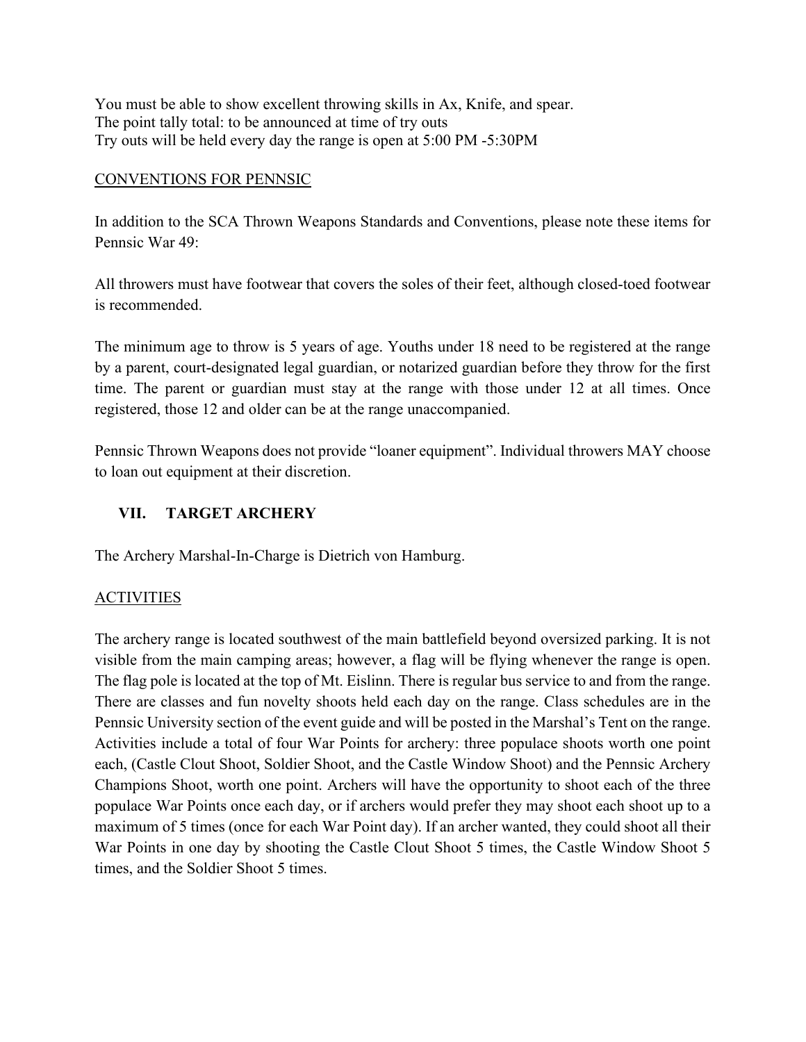You must be able to show excellent throwing skills in Ax, Knife, and spear.
The point tally total: to be announced at time of try outs
Try outs will be held every day the range is open at 5:00 PM -5:30PM

CONVENTIONS FOR PENNSIC

In addition to the SCA Thrown Weapons Standards and Conventions, please note these items for Pennsic War 49:

All throwers must have footwear that covers the soles of their feet, although closed-toed footwear is recommended.

The minimum age to throw is 5 years of age. Youths under 18 need to be registered at the range by a parent, court-designated legal guardian, or notarized guardian before they throw for the first time. The parent or guardian must stay at the range with those under 12 at all times. Once registered, those 12 and older can be at the range unaccompanied.

Pennsic Thrown Weapons does not provide "loaner equipment". Individual throwers MAY choose to loan out equipment at their discretion.

## VII. TARGET ARCHERY

The Archery Marshal-In-Charge is Dietrich von Hamburg.

ACTIVITIES

The archery range is located southwest of the main battlefield beyond oversized parking. It is not visible from the main camping areas; however, a flag will be flying whenever the range is open. The flag pole is located at the top of Mt. Eislinn. There is regular bus service to and from the range. There are classes and fun novelty shoots held each day on the range. Class schedules are in the Pennsic University section of the event guide and will be posted in the Marshal's Tent on the range. Activities include a total of four War Points for archery: three populace shoots worth one point each, (Castle Clout Shoot, Soldier Shoot, and the Castle Window Shoot) and the Pennsic Archery Champions Shoot, worth one point. Archers will have the opportunity to shoot each of the three populace War Points once each day, or if archers would prefer they may shoot each shoot up to a maximum of 5 times (once for each War Point day). If an archer wanted, they could shoot all their War Points in one day by shooting the Castle Clout Shoot 5 times, the Castle Window Shoot 5 times, and the Soldier Shoot 5 times.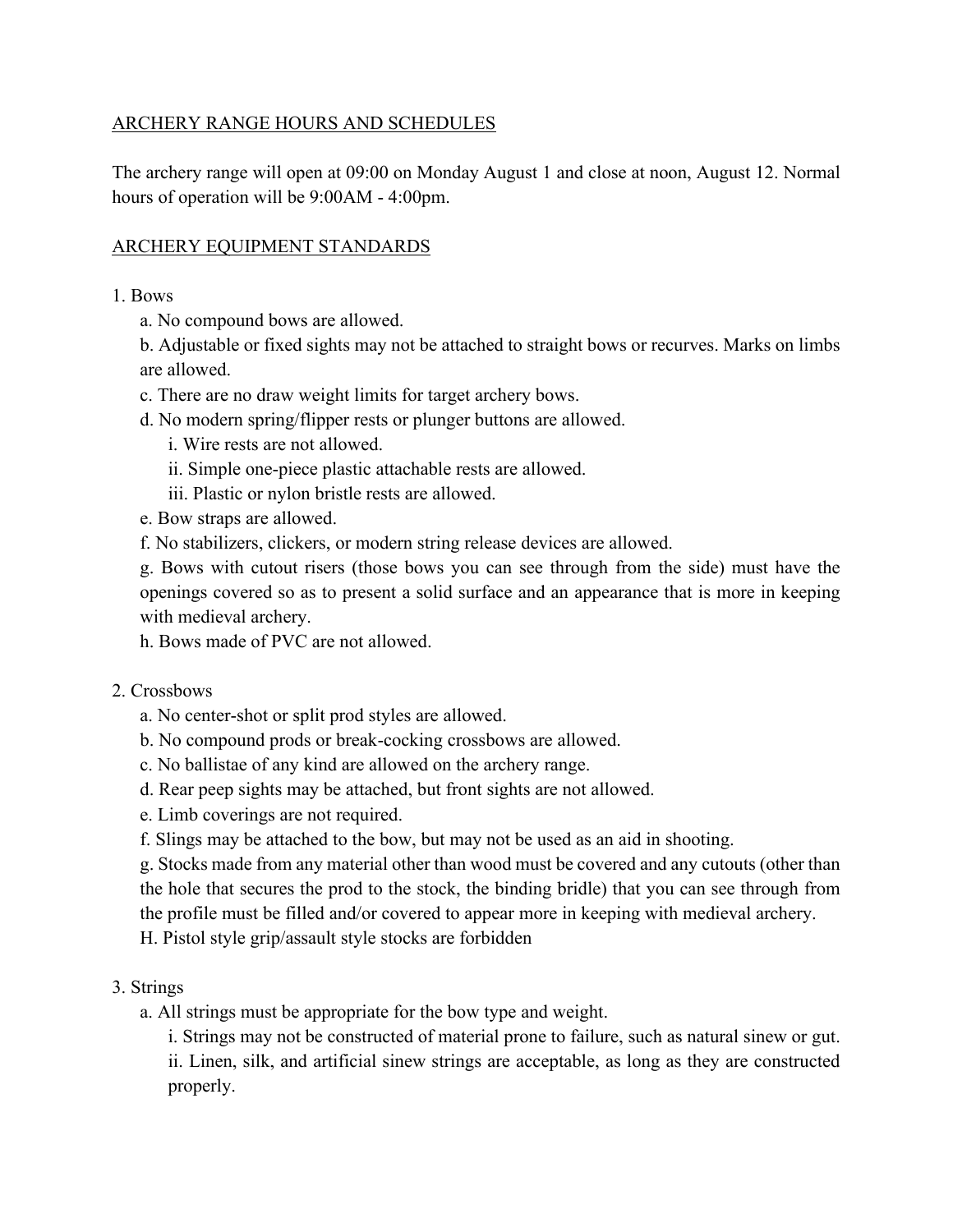## ARCHERY RANGE HOURS AND SCHEDULES

The archery range will open at 09:00 on Monday August 1 and close at noon, August 12. Normal hours of operation will be 9:00AM - 4:00pm.

## ARCHERY EQUIPMENT STANDARDS

1. Bows
   a. No compound bows are allowed.
   b. Adjustable or fixed sights may not be attached to straight bows or recurves. Marks on limbs are allowed.
   c. There are no draw weight limits for target archery bows.
   d. No modern spring/flipper rests or plunger buttons are allowed.
      i. Wire rests are not allowed.
      ii. Simple one-piece plastic attachable rests are allowed.
      iii. Plastic or nylon bristle rests are allowed.
   e. Bow straps are allowed.
   f. No stabilizers, clickers, or modern string release devices are allowed.
   g. Bows with cutout risers (those bows you can see through from the side) must have the openings covered so as to present a solid surface and an appearance that is more in keeping with medieval archery.
   h. Bows made of PVC are not allowed.

2. Crossbows
   a. No center-shot or split prod styles are allowed.
   b. No compound prods or break-cocking crossbows are allowed.
   c. No ballistae of any kind are allowed on the archery range.
   d. Rear peep sights may be attached, but front sights are not allowed.
   e. Limb coverings are not required.
   f. Slings may be attached to the bow, but may not be used as an aid in shooting.
   g. Stocks made from any material other than wood must be covered and any cutouts (other than the hole that secures the prod to the stock, the binding bridle) that you can see through from the profile must be filled and/or covered to appear more in keeping with medieval archery.
   H. Pistol style grip/assault style stocks are forbidden

3. Strings
   a. All strings must be appropriate for the bow type and weight.
      i. Strings may not be constructed of material prone to failure, such as natural sinew or gut.
      ii. Linen, silk, and artificial sinew strings are acceptable, as long as they are constructed properly.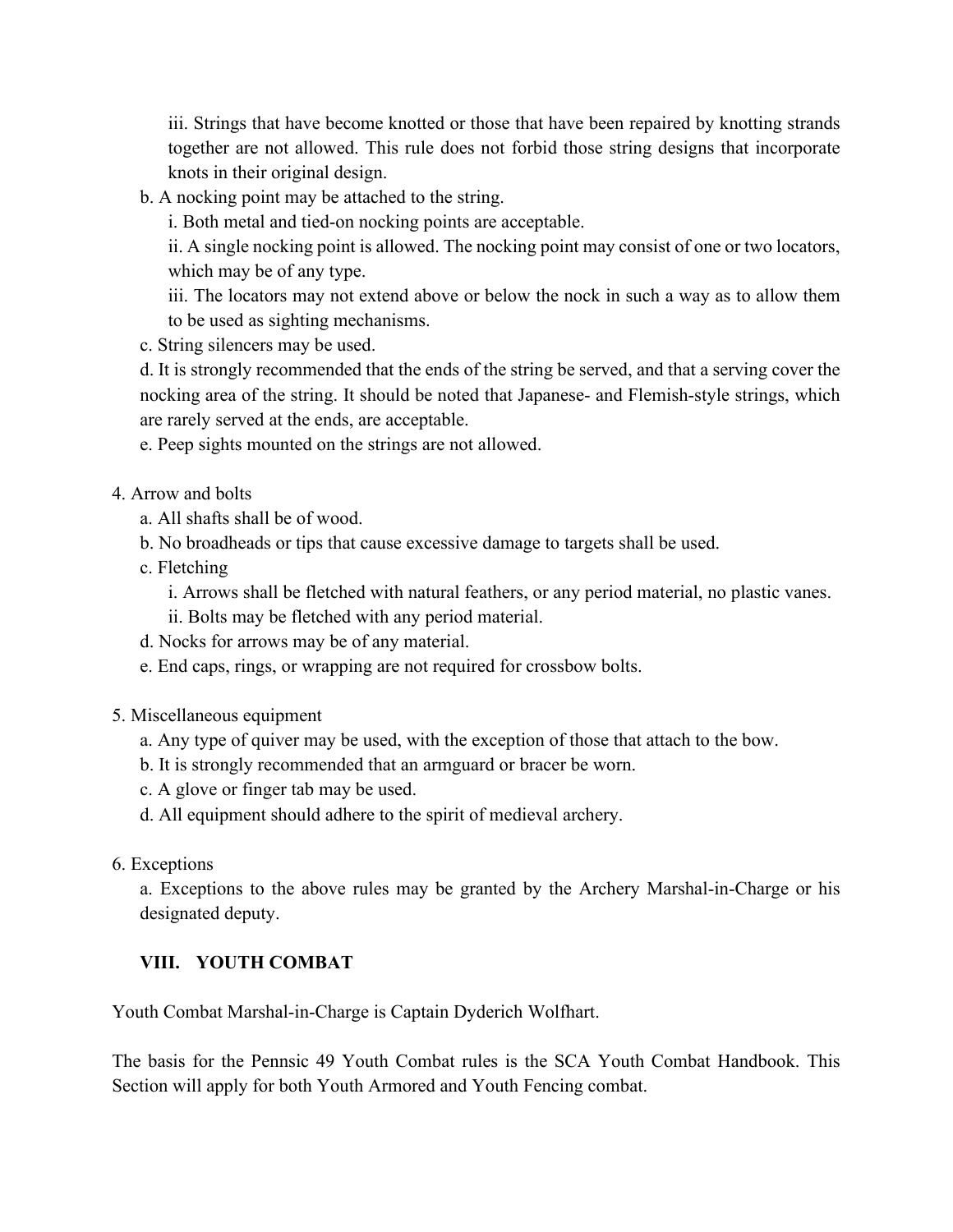iii. Strings that have become knotted or those that have been repaired by knotting strands together are not allowed. This rule does not forbid those string designs that incorporate knots in their original design.

b. A nocking point may be attached to the string.

i. Both metal and tied-on nocking points are acceptable.

ii. A single nocking point is allowed. The nocking point may consist of one or two locators, which may be of any type.

iii. The locators may not extend above or below the nock in such a way as to allow them to be used as sighting mechanisms.

c. String silencers may be used.

d. It is strongly recommended that the ends of the string be served, and that a serving cover the nocking area of the string. It should be noted that Japanese- and Flemish-style strings, which are rarely served at the ends, are acceptable.

e. Peep sights mounted on the strings are not allowed.

4. Arrow and bolts

a. All shafts shall be of wood.

b. No broadheads or tips that cause excessive damage to targets shall be used.

c. Fletching

i. Arrows shall be fletched with natural feathers, or any period material, no plastic vanes.

ii. Bolts may be fletched with any period material.

d. Nocks for arrows may be of any material.

e. End caps, rings, or wrapping are not required for crossbow bolts.

5. Miscellaneous equipment

a. Any type of quiver may be used, with the exception of those that attach to the bow.

b. It is strongly recommended that an armguard or bracer be worn.

c. A glove or finger tab may be used.

d. All equipment should adhere to the spirit of medieval archery.

6. Exceptions

a. Exceptions to the above rules may be granted by the Archery Marshal-in-Charge or his designated deputy.

## VIII. YOUTH COMBAT

Youth Combat Marshal-in-Charge is Captain Dyderich Wolfhart.

The basis for the Pennsic 49 Youth Combat rules is the SCA Youth Combat Handbook. This Section will apply for both Youth Armored and Youth Fencing combat.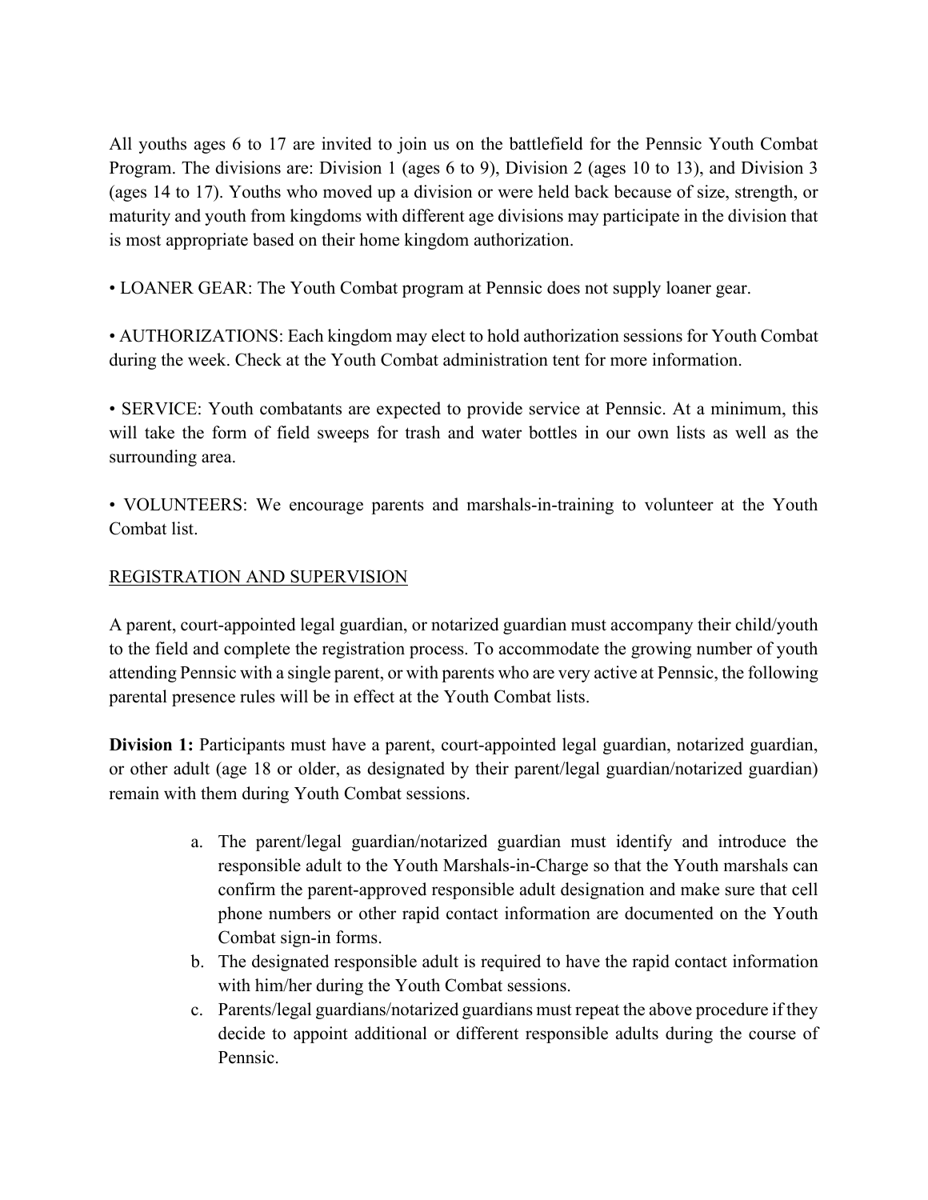All youths ages 6 to 17 are invited to join us on the battlefield for the Pennsic Youth Combat Program. The divisions are: Division 1 (ages 6 to 9), Division 2 (ages 10 to 13), and Division 3 (ages 14 to 17). Youths who moved up a division or were held back because of size, strength, or maturity and youth from kingdoms with different age divisions may participate in the division that is most appropriate based on their home kingdom authorization.

• LOANER GEAR: The Youth Combat program at Pennsic does not supply loaner gear.

• AUTHORIZATIONS: Each kingdom may elect to hold authorization sessions for Youth Combat during the week. Check at the Youth Combat administration tent for more information.

• SERVICE: Youth combatants are expected to provide service at Pennsic. At a minimum, this will take the form of field sweeps for trash and water bottles in our own lists as well as the surrounding area.

• VOLUNTEERS: We encourage parents and marshals-in-training to volunteer at the Youth Combat list.

<u>REGISTRATION AND SUPERVISION</u>

A parent, court-appointed legal guardian, or notarized guardian must accompany their child/youth to the field and complete the registration process. To accommodate the growing number of youth attending Pennsic with a single parent, or with parents who are very active at Pennsic, the following parental presence rules will be in effect at the Youth Combat lists.

**Division 1:** Participants must have a parent, court-appointed legal guardian, notarized guardian, or other adult (age 18 or older, as designated by their parent/legal guardian/notarized guardian) remain with them during Youth Combat sessions.

a. The parent/legal guardian/notarized guardian must identify and introduce the responsible adult to the Youth Marshals-in-Charge so that the Youth marshals can confirm the parent-approved responsible adult designation and make sure that cell phone numbers or other rapid contact information are documented on the Youth Combat sign-in forms.
b. The designated responsible adult is required to have the rapid contact information with him/her during the Youth Combat sessions.
c. Parents/legal guardians/notarized guardians must repeat the above procedure if they decide to appoint additional or different responsible adults during the course of Pennsic.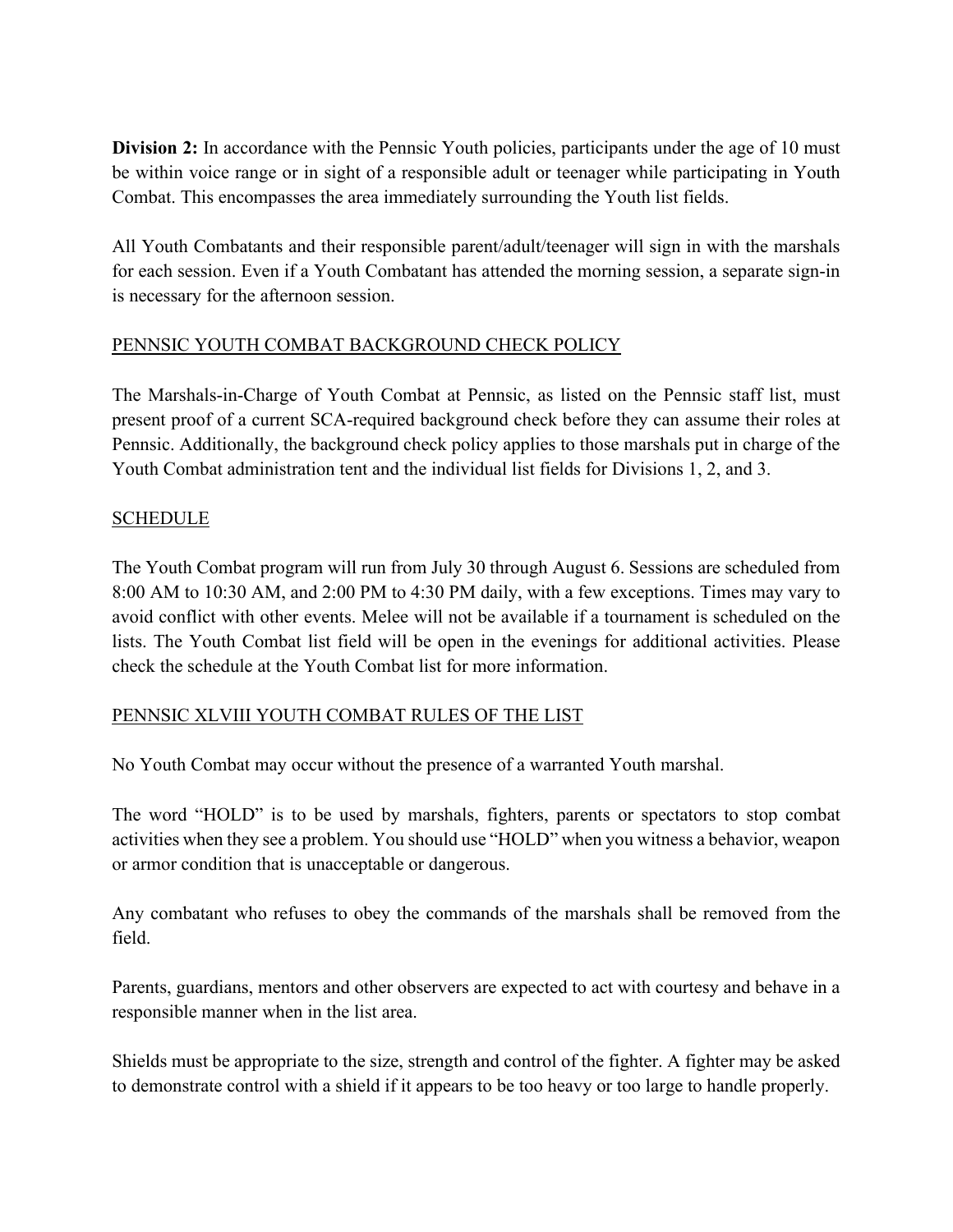**Division 2:** In accordance with the Pennsic Youth policies, participants under the age of 10 must be within voice range or in sight of a responsible adult or teenager while participating in Youth Combat. This encompasses the area immediately surrounding the Youth list fields.

All Youth Combatants and their responsible parent/adult/teenager will sign in with the marshals for each session. Even if a Youth Combatant has attended the morning session, a separate sign-in is necessary for the afternoon session.

## PENNSIC YOUTH COMBAT BACKGROUND CHECK POLICY

The Marshals-in-Charge of Youth Combat at Pennsic, as listed on the Pennsic staff list, must present proof of a current SCA-required background check before they can assume their roles at Pennsic. Additionally, the background check policy applies to those marshals put in charge of the Youth Combat administration tent and the individual list fields for Divisions 1, 2, and 3.

## SCHEDULE

The Youth Combat program will run from July 30 through August 6. Sessions are scheduled from 8:00 AM to 10:30 AM, and 2:00 PM to 4:30 PM daily, with a few exceptions. Times may vary to avoid conflict with other events. Melee will not be available if a tournament is scheduled on the lists. The Youth Combat list field will be open in the evenings for additional activities. Please check the schedule at the Youth Combat list for more information.

## PENNSIC XLVIII YOUTH COMBAT RULES OF THE LIST

No Youth Combat may occur without the presence of a warranted Youth marshal.

The word "HOLD" is to be used by marshals, fighters, parents or spectators to stop combat activities when they see a problem. You should use "HOLD" when you witness a behavior, weapon or armor condition that is unacceptable or dangerous.

Any combatant who refuses to obey the commands of the marshals shall be removed from the field.

Parents, guardians, mentors and other observers are expected to act with courtesy and behave in a responsible manner when in the list area.

Shields must be appropriate to the size, strength and control of the fighter. A fighter may be asked to demonstrate control with a shield if it appears to be too heavy or too large to handle properly.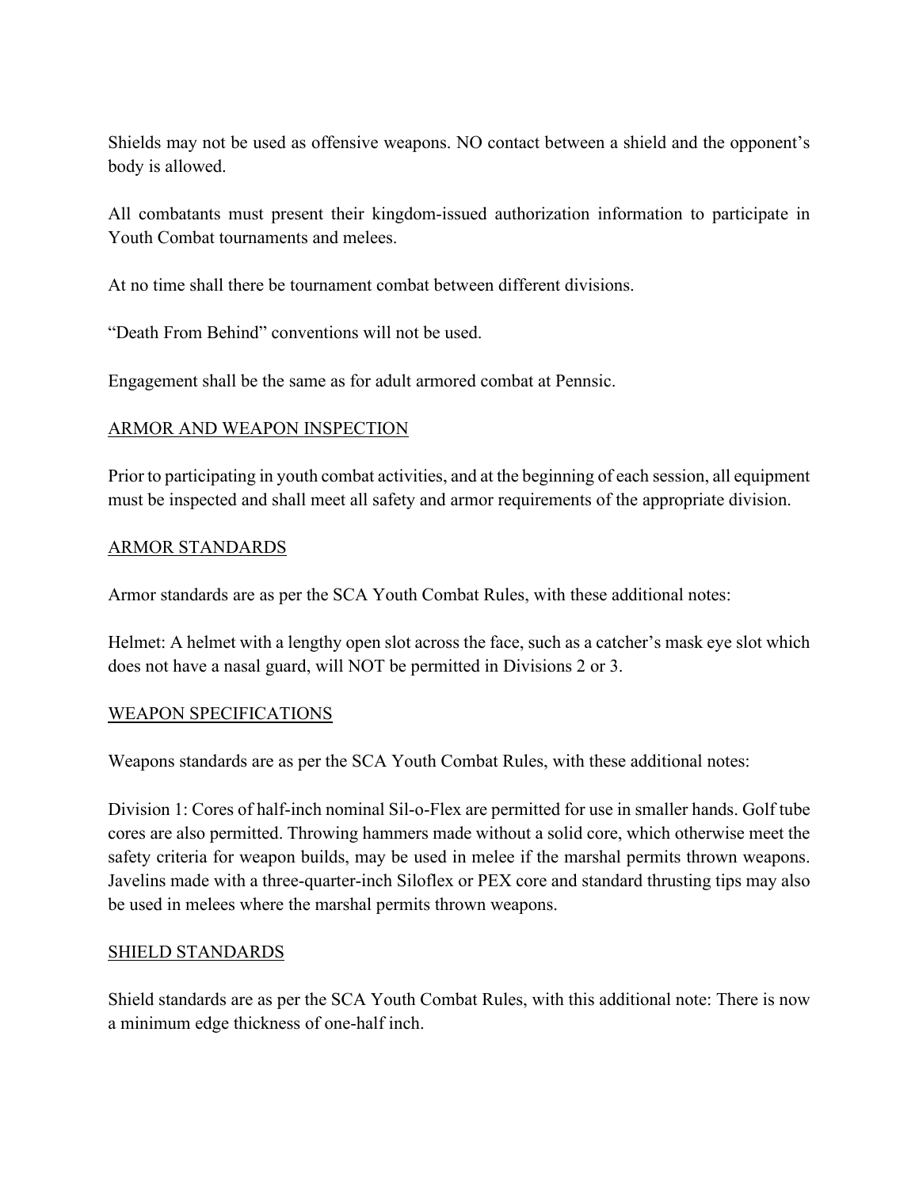Shields may not be used as offensive weapons. NO contact between a shield and the opponent's body is allowed.

All combatants must present their kingdom-issued authorization information to participate in Youth Combat tournaments and melees.

At no time shall there be tournament combat between different divisions.

"Death From Behind" conventions will not be used.

Engagement shall be the same as for adult armored combat at Pennsic.

## ARMOR AND WEAPON INSPECTION

Prior to participating in youth combat activities, and at the beginning of each session, all equipment must be inspected and shall meet all safety and armor requirements of the appropriate division.

## ARMOR STANDARDS

Armor standards are as per the SCA Youth Combat Rules, with these additional notes:

Helmet: A helmet with a lengthy open slot across the face, such as a catcher's mask eye slot which does not have a nasal guard, will NOT be permitted in Divisions 2 or 3.

## WEAPON SPECIFICATIONS

Weapons standards are as per the SCA Youth Combat Rules, with these additional notes:

Division 1: Cores of half-inch nominal Sil-o-Flex are permitted for use in smaller hands. Golf tube cores are also permitted. Throwing hammers made without a solid core, which otherwise meet the safety criteria for weapon builds, may be used in melee if the marshal permits thrown weapons. Javelins made with a three-quarter-inch Siloflex or PEX core and standard thrusting tips may also be used in melees where the marshal permits thrown weapons.

## SHIELD STANDARDS

Shield standards are as per the SCA Youth Combat Rules, with this additional note: There is now a minimum edge thickness of one-half inch.